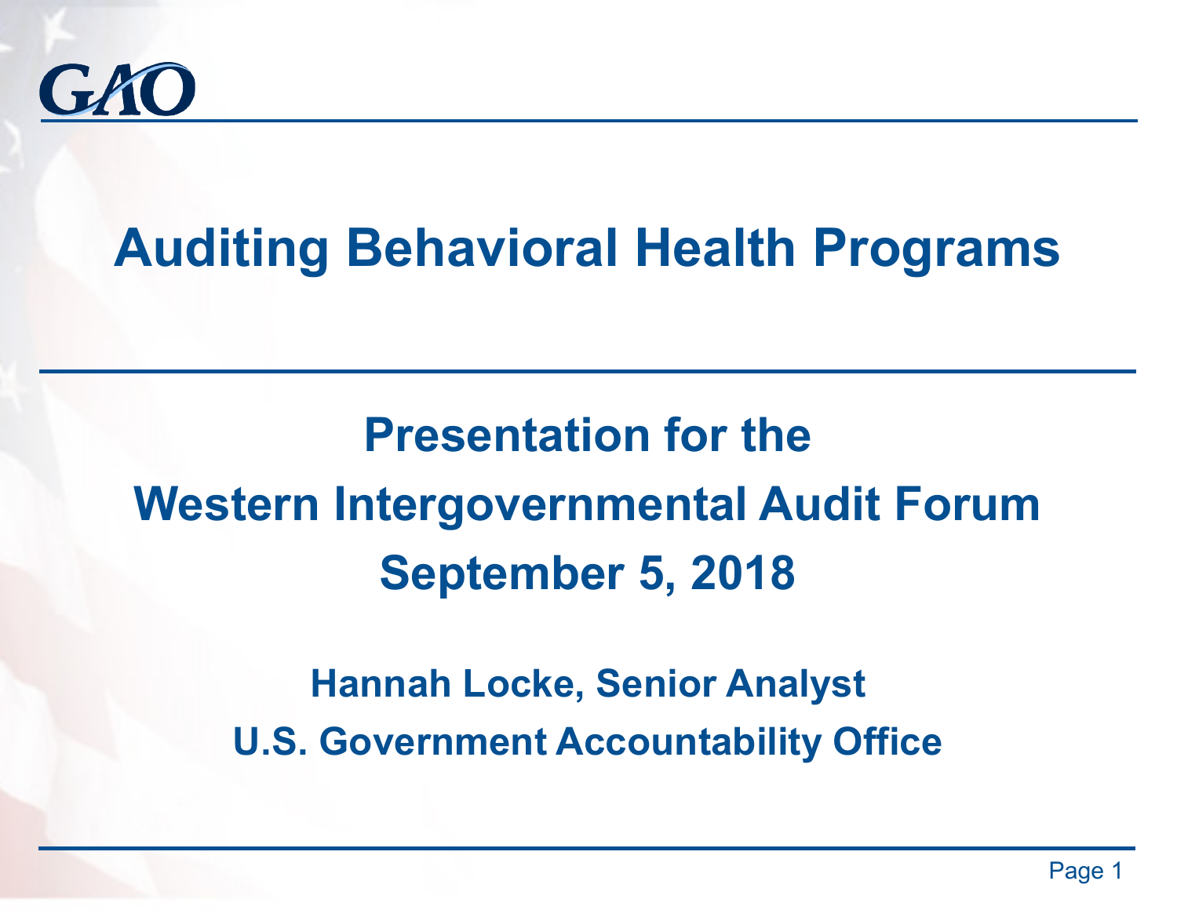GAO

# Auditing Behavioral Health Programs

## Presentation for the Western Intergovernmental Audit Forum September 5, 2018

**Hannah Locke, Senior Analyst**

**U.S. Government Accountability Office**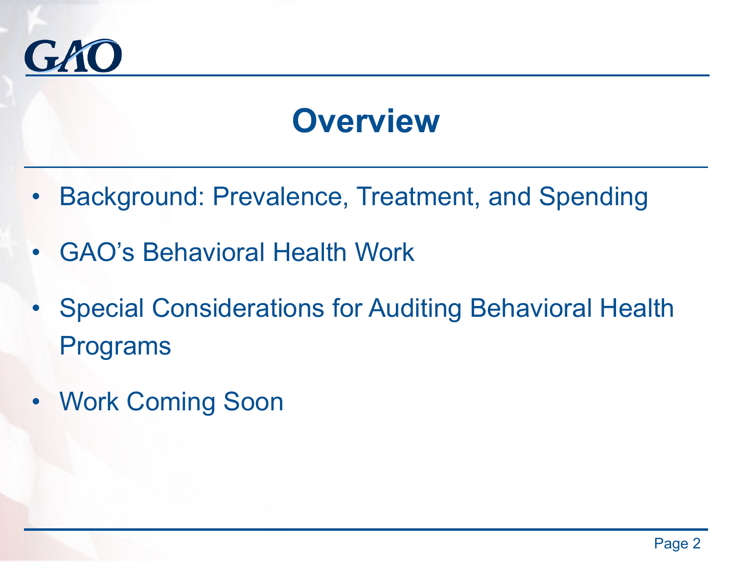# Overview

- Background: Prevalence, Treatment, and Spending
- GAO's Behavioral Health Work
- Special Considerations for Auditing Behavioral Health Programs
- Work Coming Soon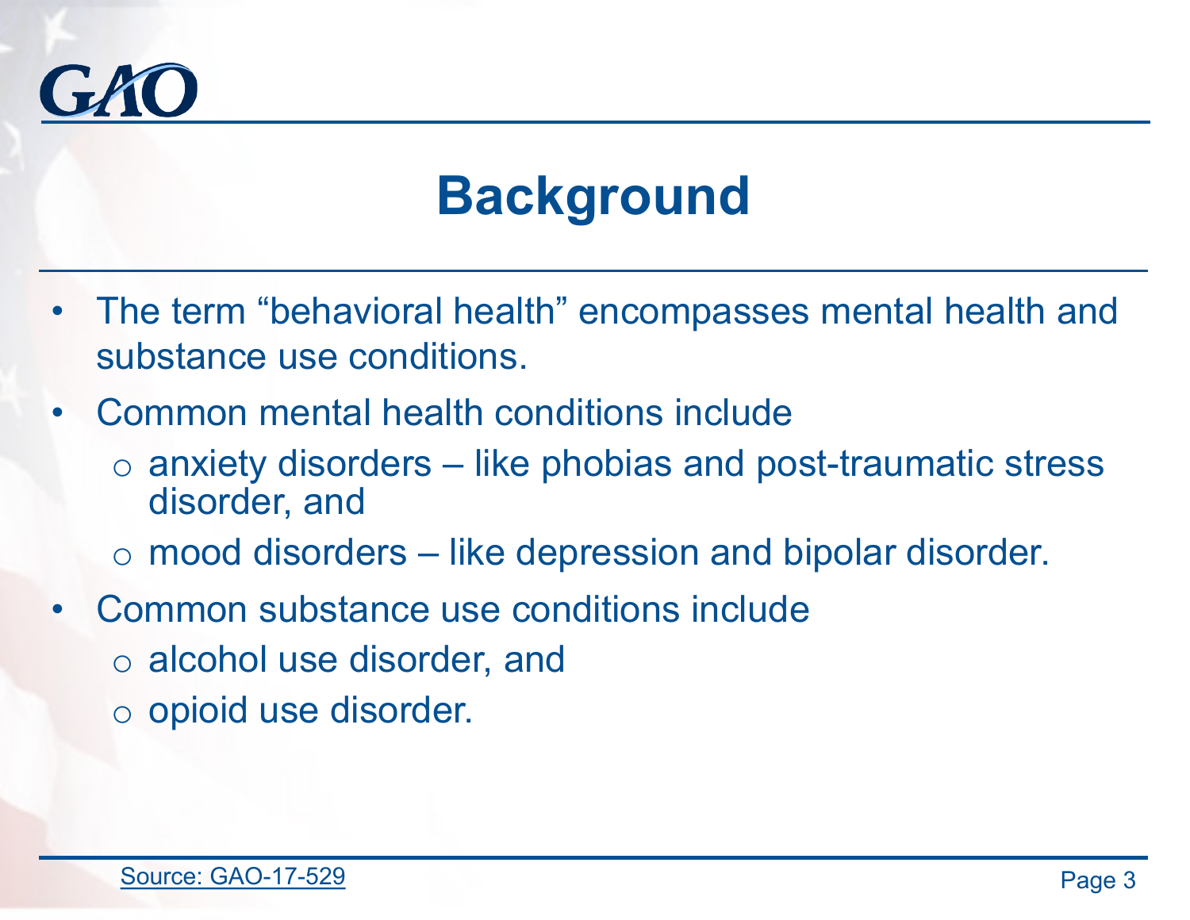# Background

- The term "behavioral health" encompasses mental health and substance use conditions.
- Common mental health conditions include
  - anxiety disorders – like phobias and post-traumatic stress disorder, and
  - mood disorders – like depression and bipolar disorder.
- Common substance use conditions include
  - alcohol use disorder, and
  - opioid use disorder.

Source: GAO-17-529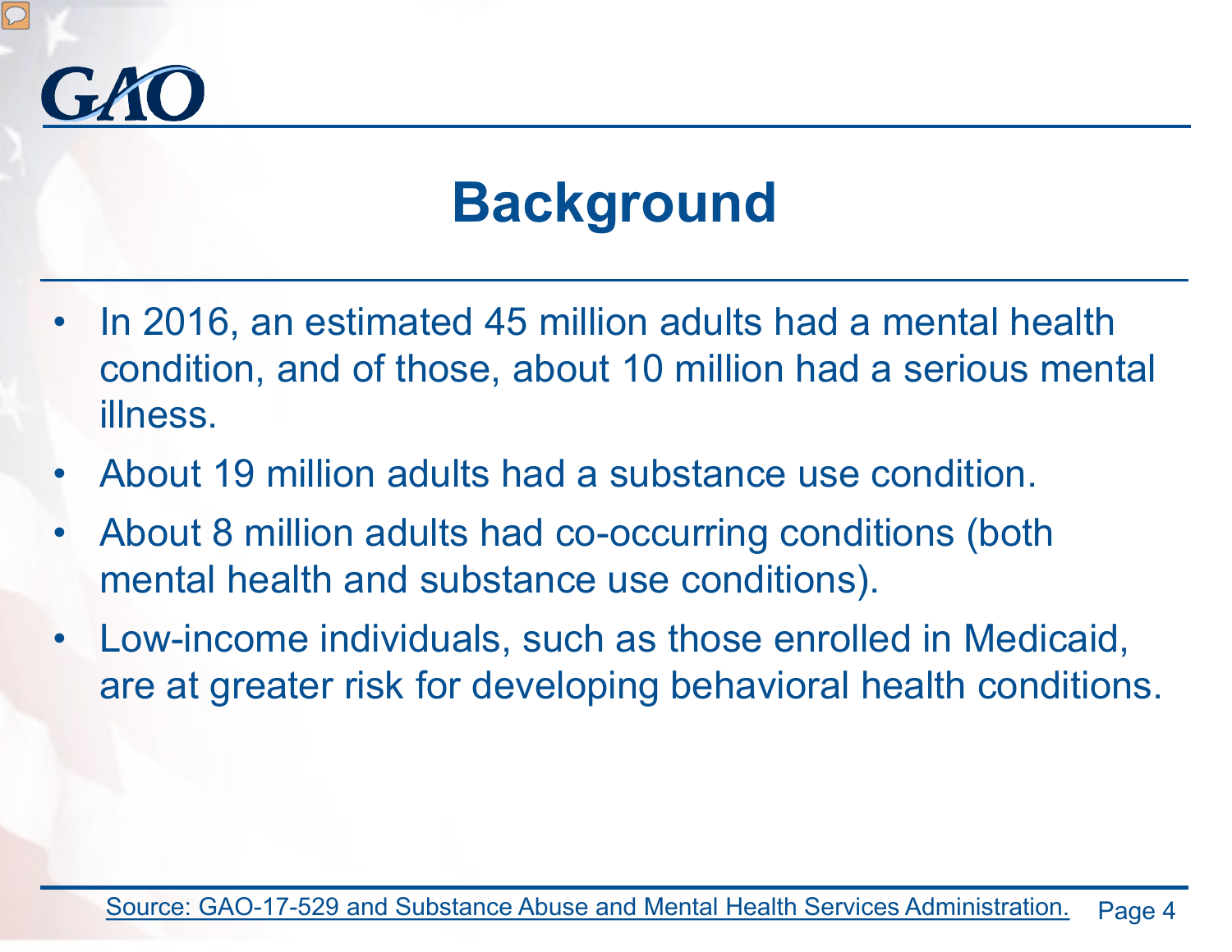# Background

- In 2016, an estimated 45 million adults had a mental health condition, and of those, about 10 million had a serious mental illness.
- About 19 million adults had a substance use condition.
- About 8 million adults had co-occurring conditions (both mental health and substance use conditions).
- Low-income individuals, such as those enrolled in Medicaid, are at greater risk for developing behavioral health conditions.

Source: GAO-17-529 and Substance Abuse and Mental Health Services Administration.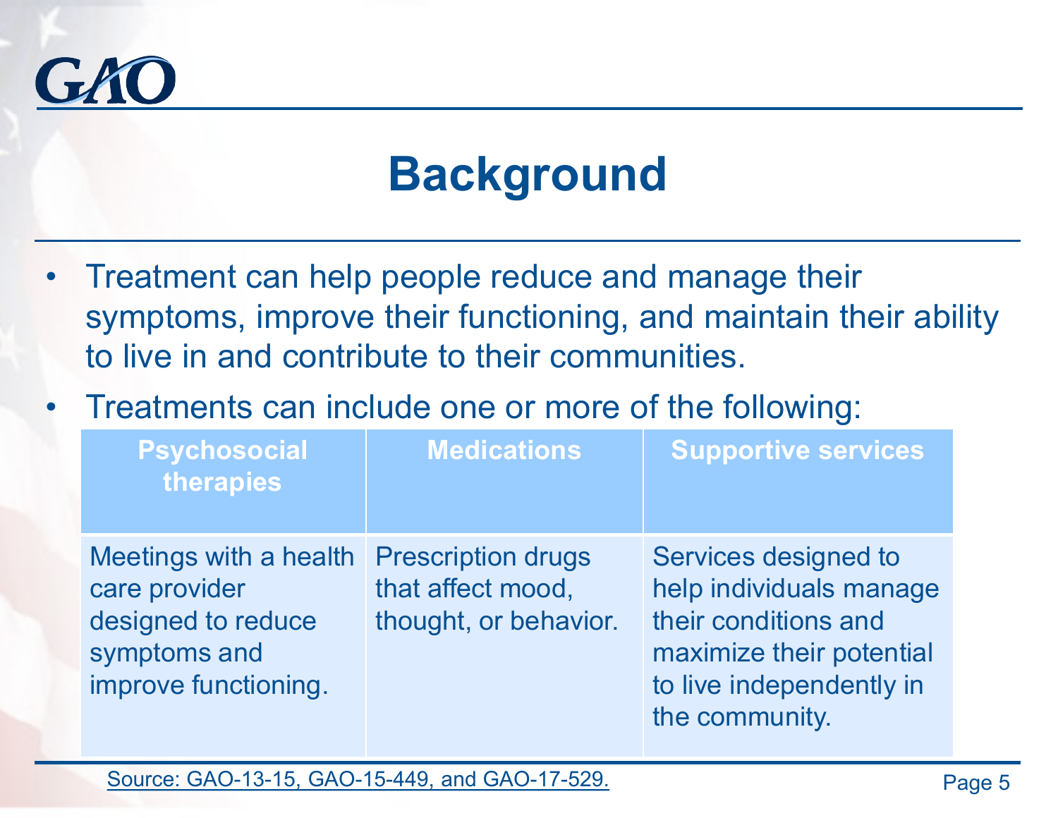# Background

- Treatment can help people reduce and manage their symptoms, improve their functioning, and maintain their ability to live in and contribute to their communities.
- Treatments can include one or more of the following:

| Psychosocial therapies | Medications | Supportive services |
|---|---|---|
| Meetings with a health care provider designed to reduce symptoms and improve functioning. | Prescription drugs that affect mood, thought, or behavior. | Services designed to help individuals manage their conditions and maximize their potential to live independently in the community. |

Source: GAO-13-15, GAO-15-449, and GAO-17-529.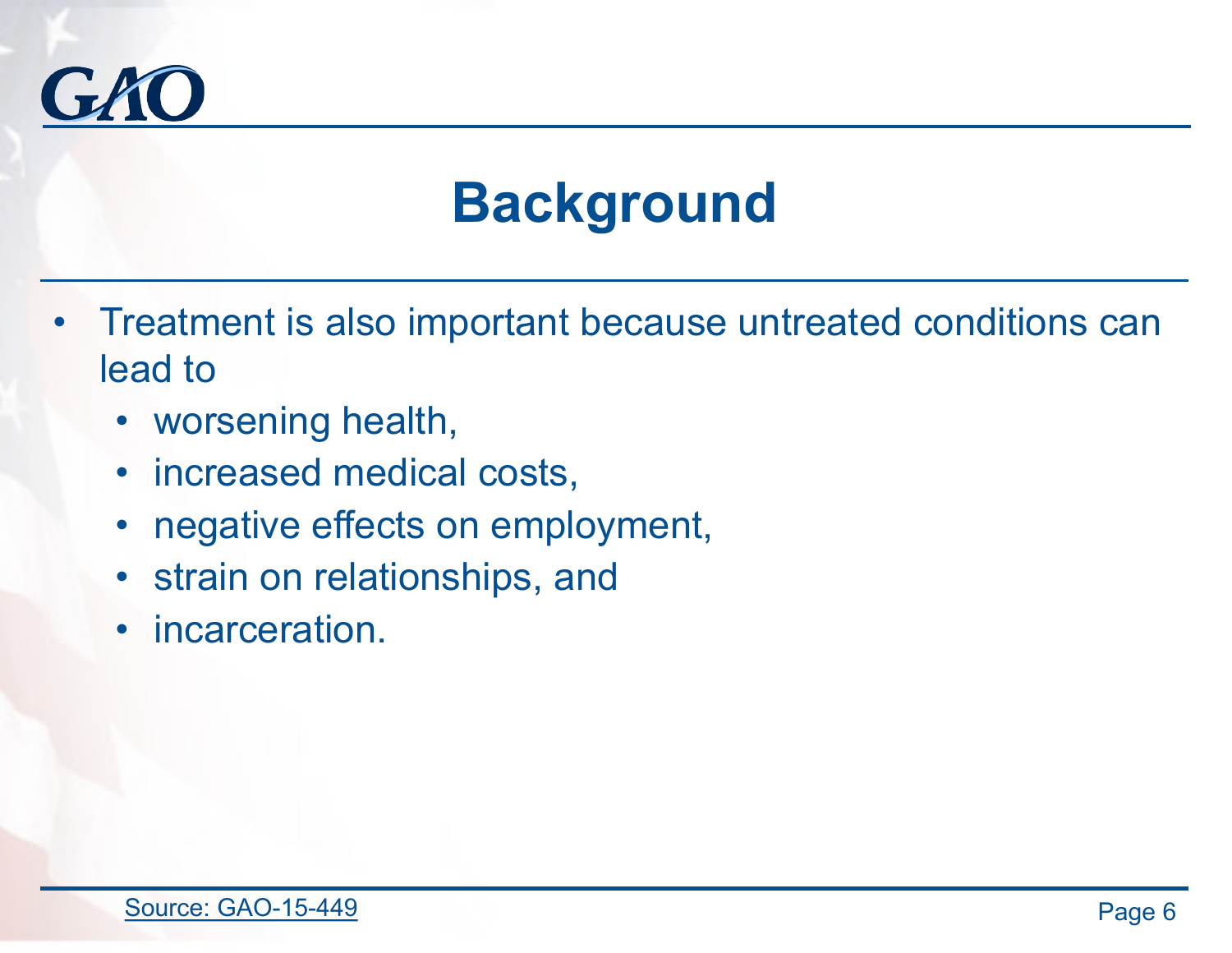# Background

- Treatment is also important because untreated conditions can lead to
  - worsening health,
  - increased medical costs,
  - negative effects on employment,
  - strain on relationships, and
  - incarceration.

Source: GAO-15-449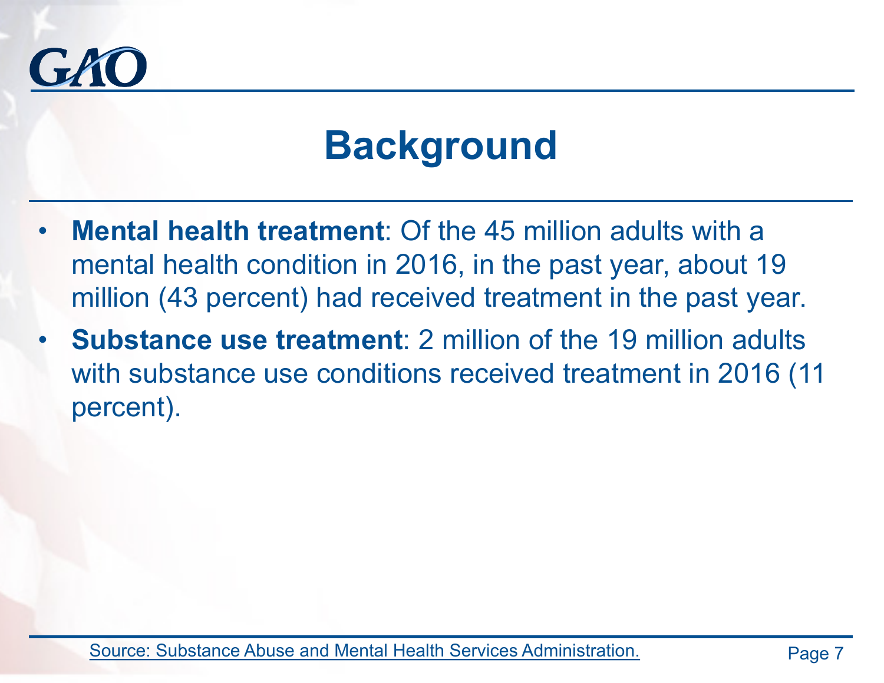# Background

- **Mental health treatment**: Of the 45 million adults with a mental health condition in 2016, in the past year, about 19 million (43 percent) had received treatment in the past year.
- **Substance use treatment**: 2 million of the 19 million adults with substance use conditions received treatment in 2016 (11 percent).

Source: Substance Abuse and Mental Health Services Administration.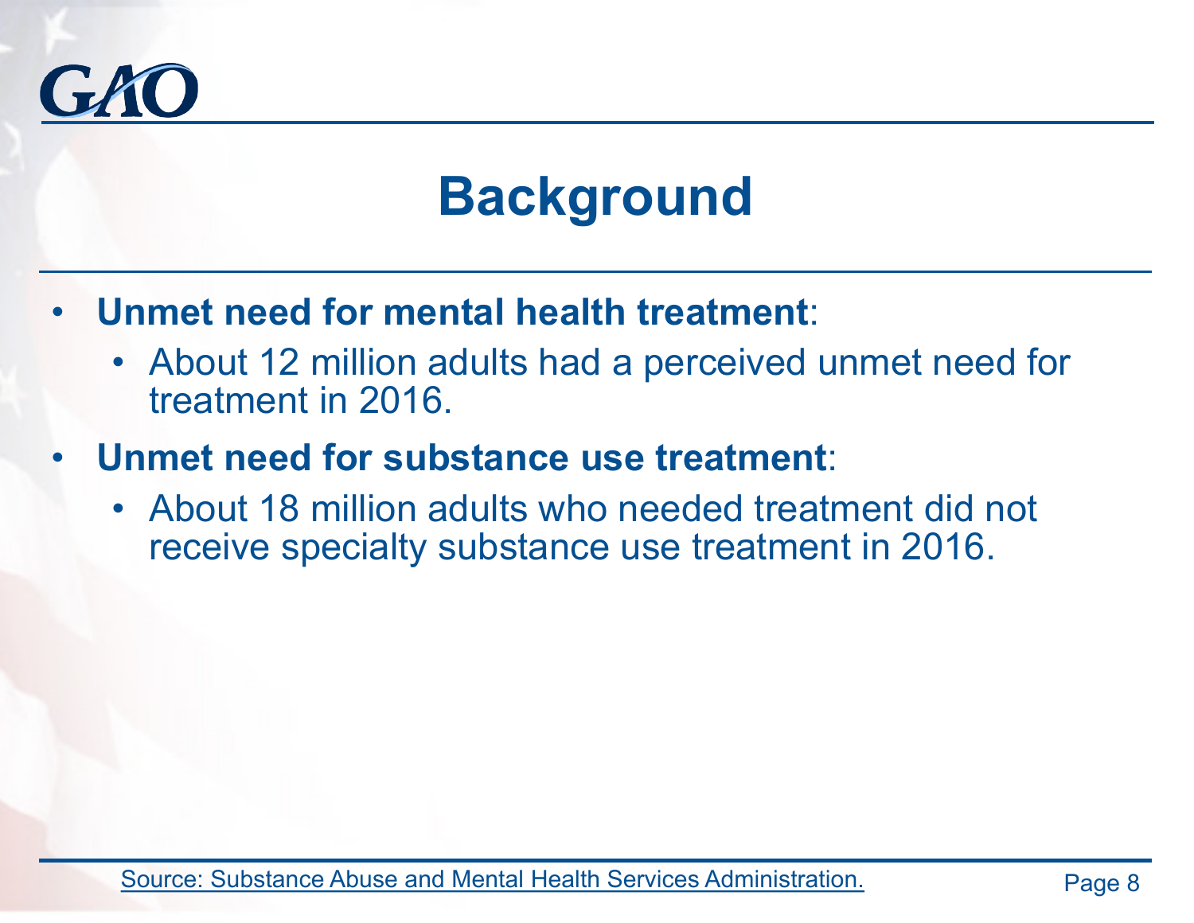# Background

- **Unmet need for mental health treatment**:
  - About 12 million adults had a perceived unmet need for treatment in 2016.
- **Unmet need for substance use treatment**:
  - About 18 million adults who needed treatment did not receive specialty substance use treatment in 2016.

Source: Substance Abuse and Mental Health Services Administration.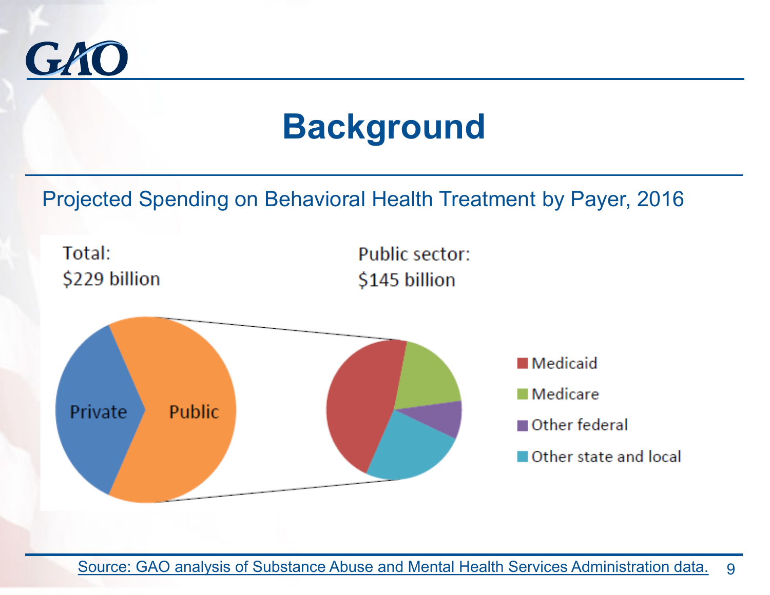# Background

Projected Spending on Behavioral Health Treatment by Payer, 2016

Total:
$229 billion

Public sector:
$145 billion

Private

Public

Medicaid

Medicare

Other federal

Other state and local

Source: GAO analysis of Substance Abuse and Mental Health Services Administration data.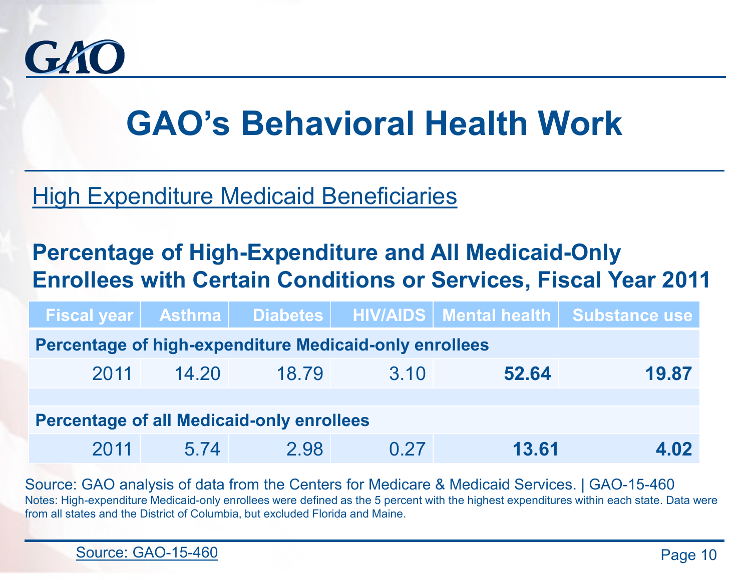# GAO's Behavioral Health Work

## High Expenditure Medicaid Beneficiaries

### Percentage of High-Expenditure and All Medicaid-Only Enrollees with Certain Conditions or Services, Fiscal Year 2011

| Fiscal year | Asthma | Diabetes | HIV/AIDS | Mental health | Substance use |
|---|---|---|---|---|---|
| **Percentage of high-expenditure Medicaid-only enrollees** | | | | | |
| 2011 | 14.20 | 18.79 | 3.10 | **52.64** | **19.87** |
| | | | | | |
| **Percentage of all Medicaid-only enrollees** | | | | | |
| 2011 | 5.74 | 2.98 | 0.27 | **13.61** | **4.02** |

Source: GAO analysis of data from the Centers for Medicare & Medicaid Services. | GAO-15-460

Notes: High-expenditure Medicaid-only enrollees were defined as the 5 percent with the highest expenditures within each state. Data were from all states and the District of Columbia, but excluded Florida and Maine.

Source: GAO-15-460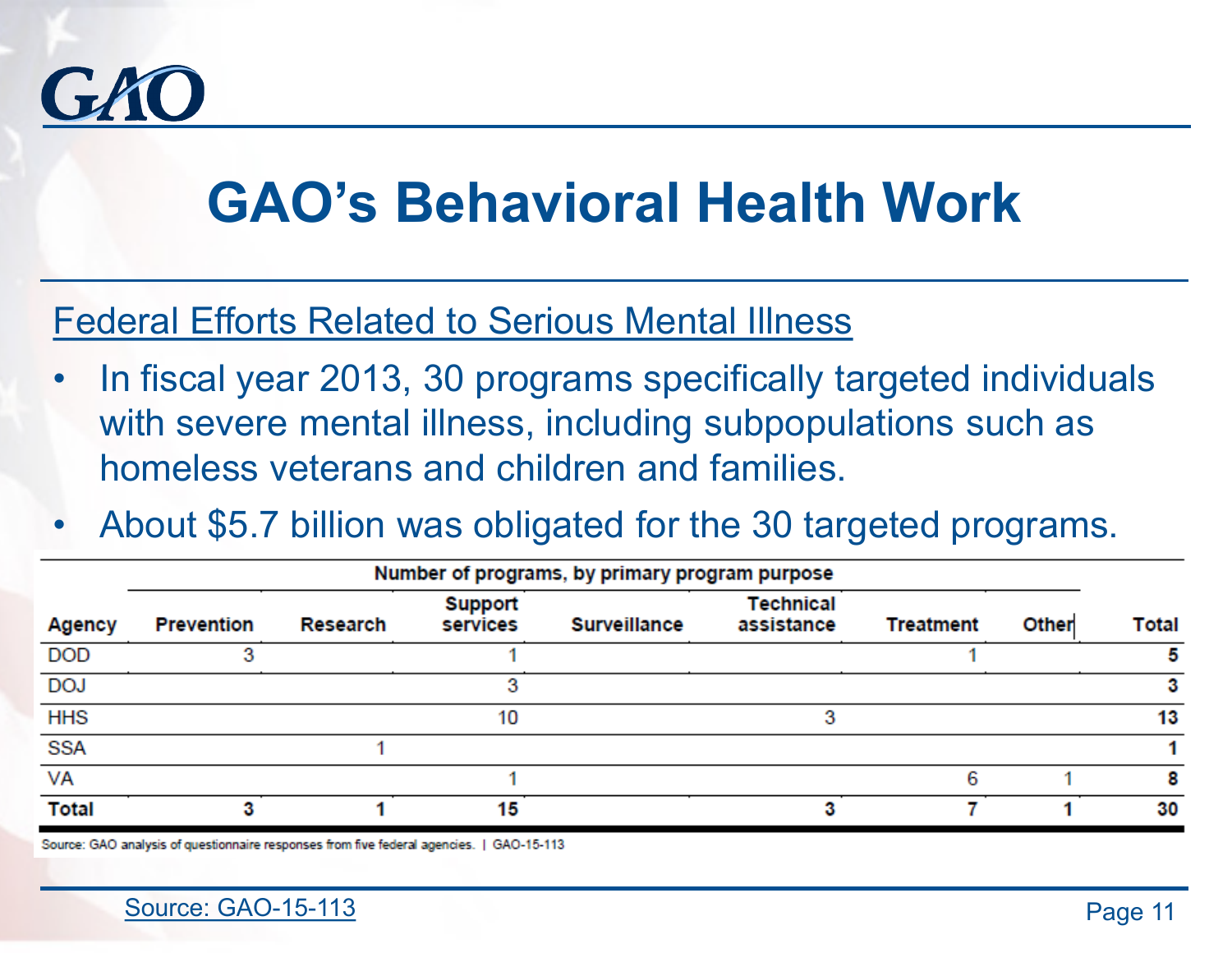# GAO's Behavioral Health Work

## Federal Efforts Related to Serious Mental Illness

- In fiscal year 2013, 30 programs specifically targeted individuals with severe mental illness, including subpopulations such as homeless veterans and children and families.
- About $5.7 billion was obligated for the 30 targeted programs.

| | Number of programs, by primary program purpose | | | | | | | |
|---|---|---|---|---|---|---|---|---|
| **Agency** | **Prevention** | **Research** | **Support services** | **Surveillance** | **Technical assistance** | **Treatment** | **Other** | **Total** |
| DOD | 3 | | 1 | | | 1 | | **5** |
| DOJ | | | 3 | | | | | **3** |
| HHS | | | 10 | | 3 | | | **13** |
| SSA | | 1 | | | | | | **1** |
| VA | | | 1 | | | 6 | 1 | **8** |
| **Total** | **3** | **1** | **15** | | **3** | **7** | **1** | **30** |

Source: GAO analysis of questionnaire responses from five federal agencies. | GAO-15-113

Source: GAO-15-113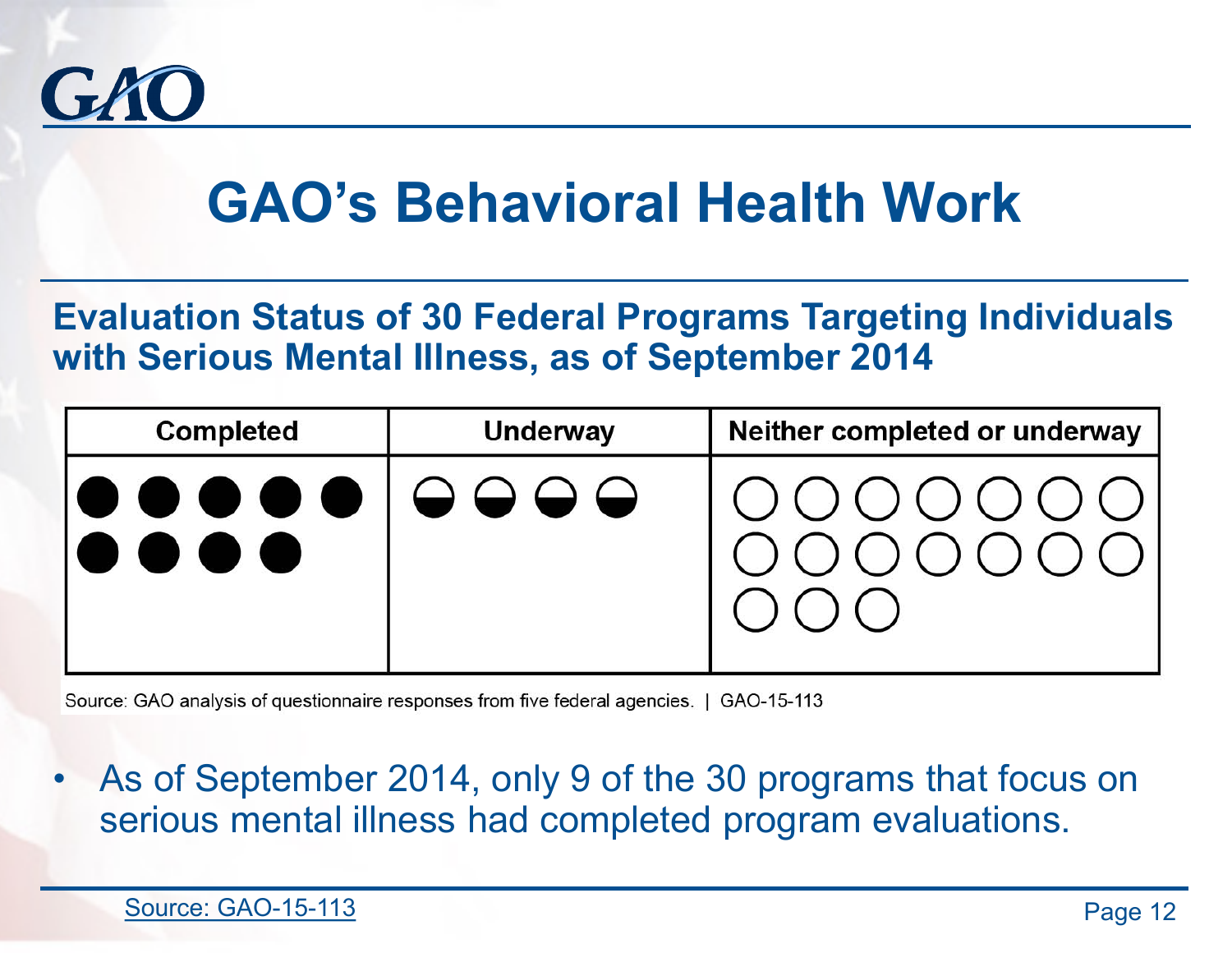# GAO's Behavioral Health Work

## Evaluation Status of 30 Federal Programs Targeting Individuals with Serious Mental Illness, as of September 2014

Completed

Underway

Neither completed or underway

Source: GAO analysis of questionnaire responses from five federal agencies. | GAO-15-113

- As of September 2014, only 9 of the 30 programs that focus on serious mental illness had completed program evaluations.

Source: GAO-15-113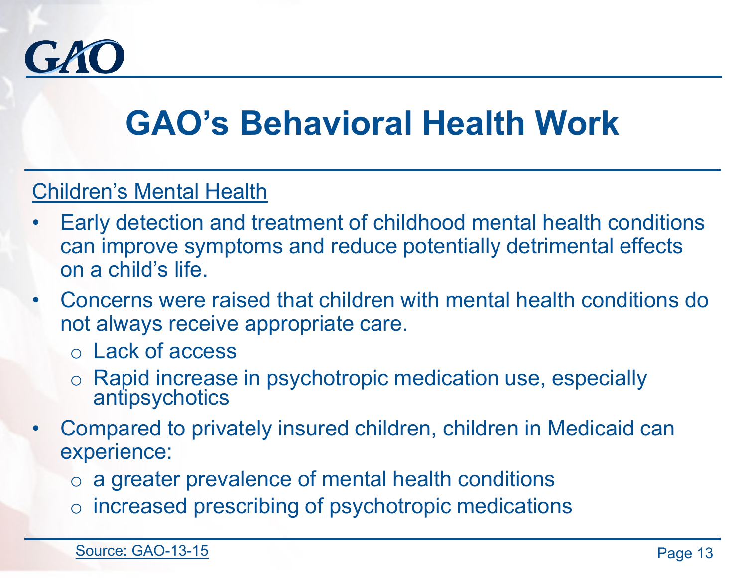# GAO's Behavioral Health Work

Children's Mental Health

- Early detection and treatment of childhood mental health conditions can improve symptoms and reduce potentially detrimental effects on a child's life.
- Concerns were raised that children with mental health conditions do not always receive appropriate care.
  - Lack of access
  - Rapid increase in psychotropic medication use, especially antipsychotics
- Compared to privately insured children, children in Medicaid can experience:
  - a greater prevalence of mental health conditions
  - increased prescribing of psychotropic medications

Source: GAO-13-15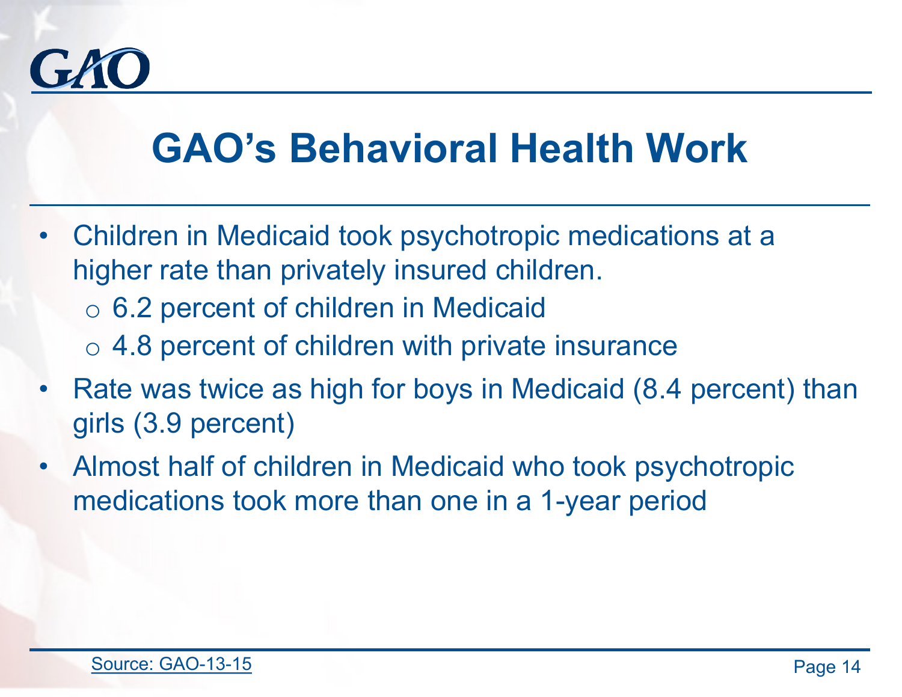# GAO's Behavioral Health Work

- Children in Medicaid took psychotropic medications at a higher rate than privately insured children.
  - 6.2 percent of children in Medicaid
  - 4.8 percent of children with private insurance
- Rate was twice as high for boys in Medicaid (8.4 percent) than girls (3.9 percent)
- Almost half of children in Medicaid who took psychotropic medications took more than one in a 1-year period

Source: GAO-13-15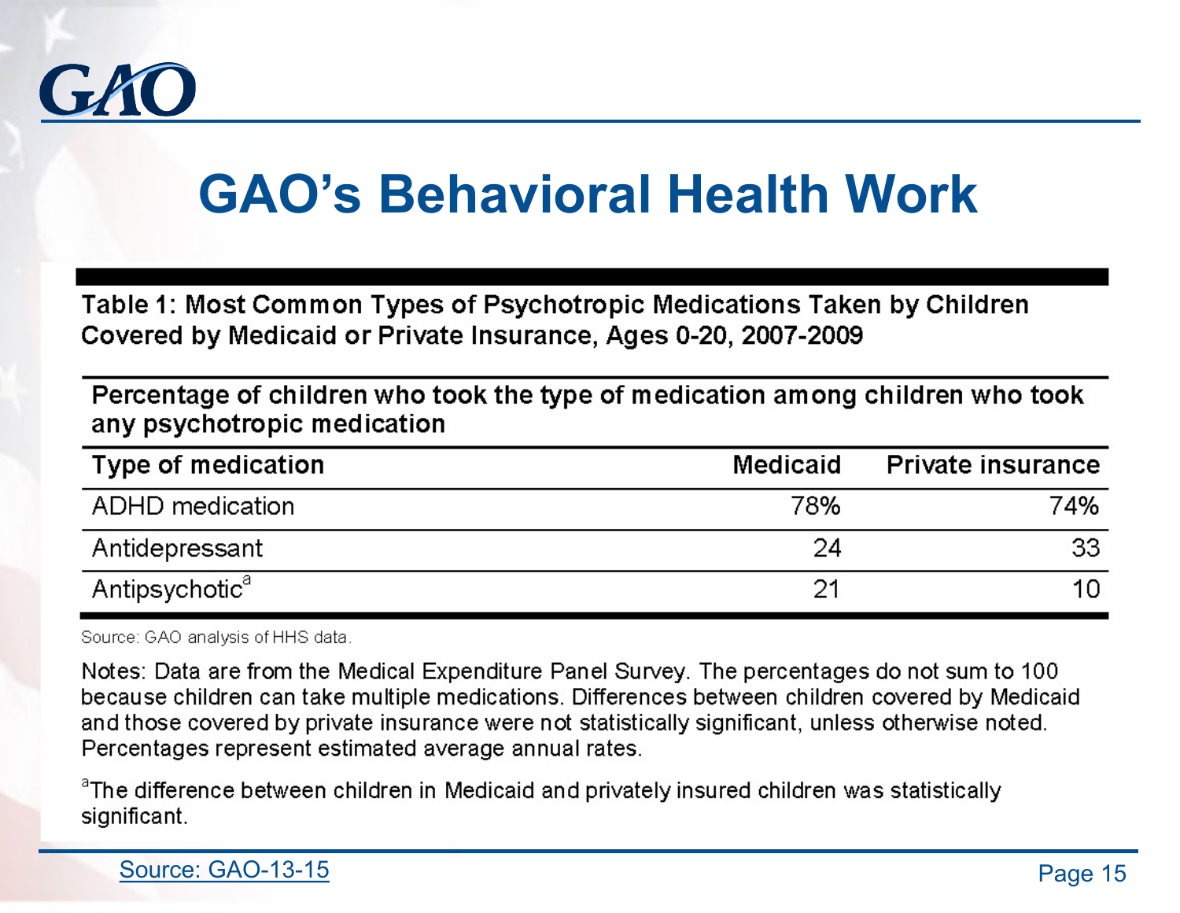# GAO's Behavioral Health Work

**Table 1: Most Common Types of Psychotropic Medications Taken by Children Covered by Medicaid or Private Insurance, Ages 0-20, 2007-2009**

| Percentage of children who took the type of medication among children who took any psychotropic medication | | |
|---|---|---|
| **Type of medication** | **Medicaid** | **Private insurance** |
| ADHD medication | 78% | 74% |
| Antidepressant | 24 | 33 |
| Antipsychotic[a] | 21 | 10 |

Source: GAO analysis of HHS data.

Notes: Data are from the Medical Expenditure Panel Survey. The percentages do not sum to 100 because children can take multiple medications. Differences between children covered by Medicaid and those covered by private insurance were not statistically significant, unless otherwise noted. Percentages represent estimated average annual rates.

[a]The difference between children in Medicaid and privately insured children was statistically significant.

Source: GAO-13-15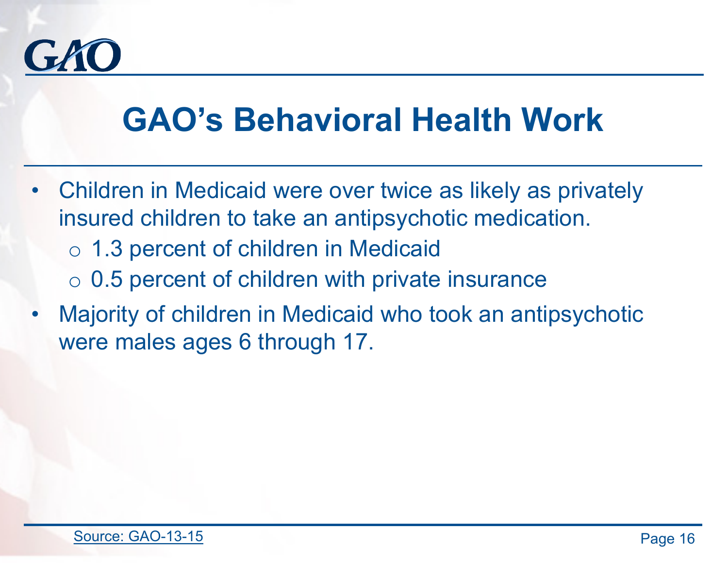# GAO's Behavioral Health Work

- Children in Medicaid were over twice as likely as privately insured children to take an antipsychotic medication.
  - 1.3 percent of children in Medicaid
  - 0.5 percent of children with private insurance
- Majority of children in Medicaid who took an antipsychotic were males ages 6 through 17.

Source: GAO-13-15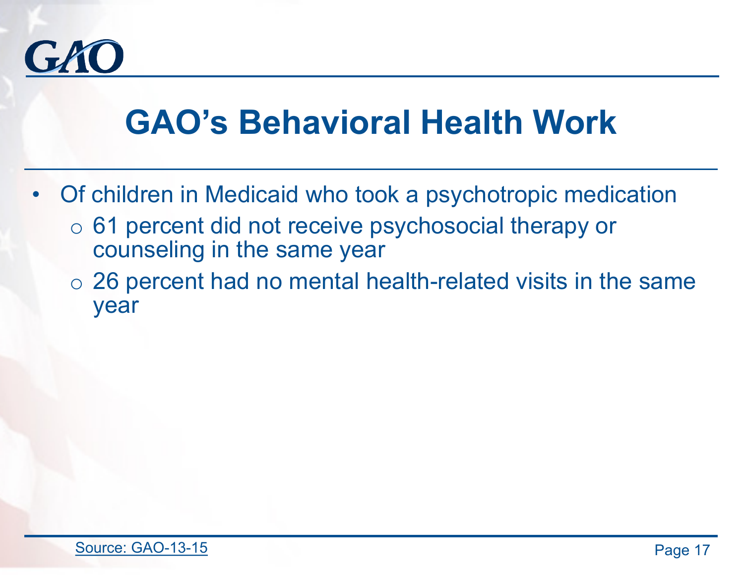# GAO's Behavioral Health Work

- Of children in Medicaid who took a psychotropic medication
  - 61 percent did not receive psychosocial therapy or counseling in the same year
  - 26 percent had no mental health-related visits in the same year

Source: GAO-13-15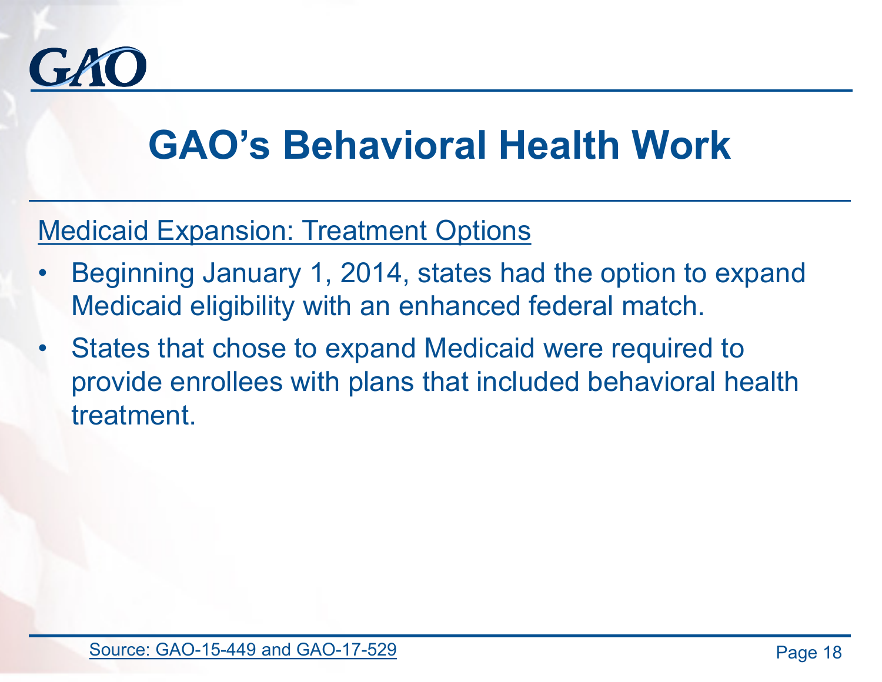# GAO's Behavioral Health Work

Medicaid Expansion: Treatment Options

- Beginning January 1, 2014, states had the option to expand Medicaid eligibility with an enhanced federal match.
- States that chose to expand Medicaid were required to provide enrollees with plans that included behavioral health treatment.

Source: GAO-15-449 and GAO-17-529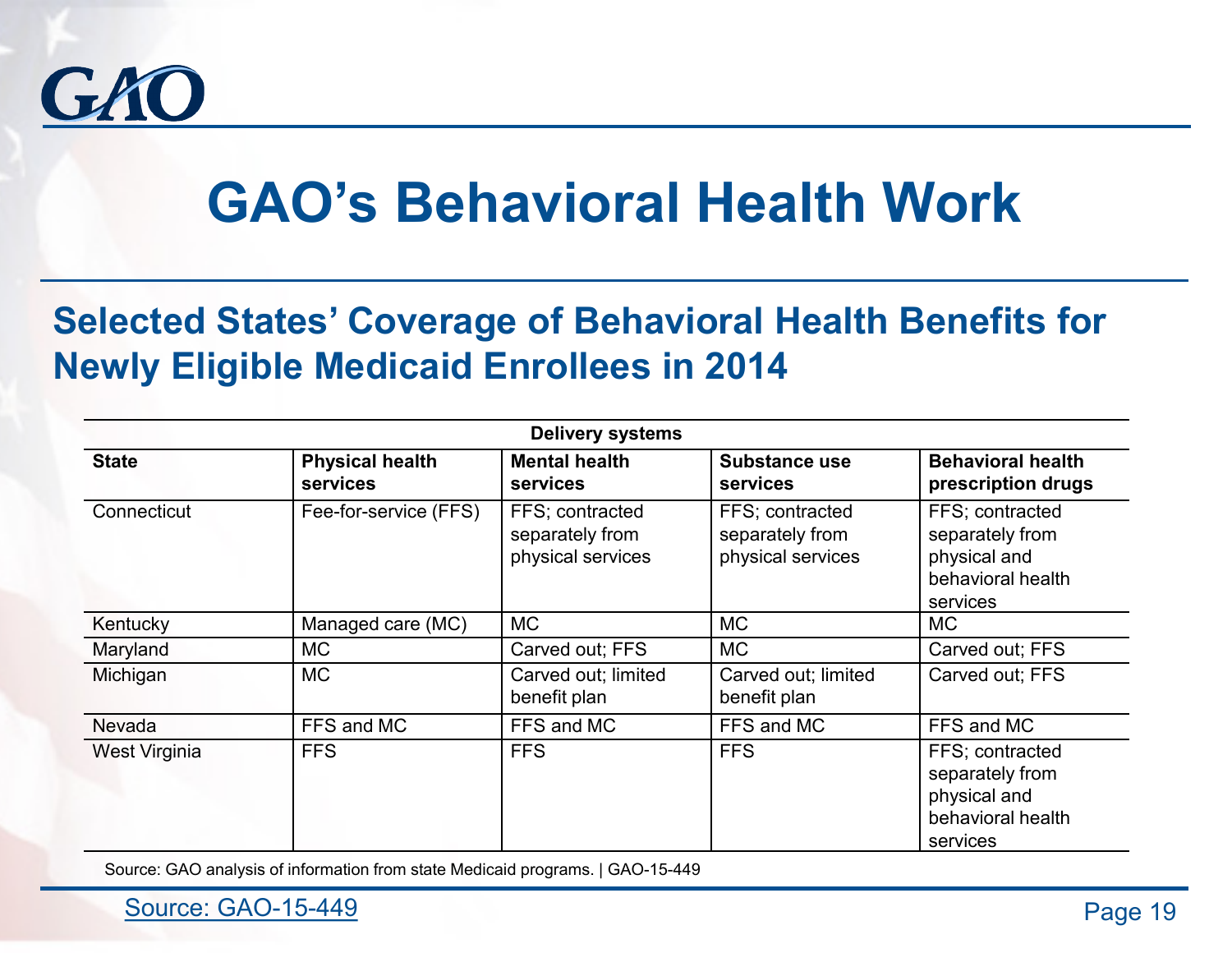# GAO's Behavioral Health Work

## Selected States' Coverage of Behavioral Health Benefits for Newly Eligible Medicaid Enrollees in 2014

| | Delivery systems | | | |
|---|---|---|---|---|
| **State** | **Physical health services** | **Mental health services** | **Substance use services** | **Behavioral health prescription drugs** |
| Connecticut | Fee-for-service (FFS) | FFS; contracted separately from physical services | FFS; contracted separately from physical services | FFS; contracted separately from physical and behavioral health services |
| Kentucky | Managed care (MC) | MC | MC | MC |
| Maryland | MC | Carved out; FFS | MC | Carved out; FFS |
| Michigan | MC | Carved out; limited benefit plan | Carved out; limited benefit plan | Carved out; FFS |
| Nevada | FFS and MC | FFS and MC | FFS and MC | FFS and MC |
| West Virginia | FFS | FFS | FFS | FFS; contracted separately from physical and behavioral health services |

Source: GAO analysis of information from state Medicaid programs. | GAO-15-449

Source: GAO-15-449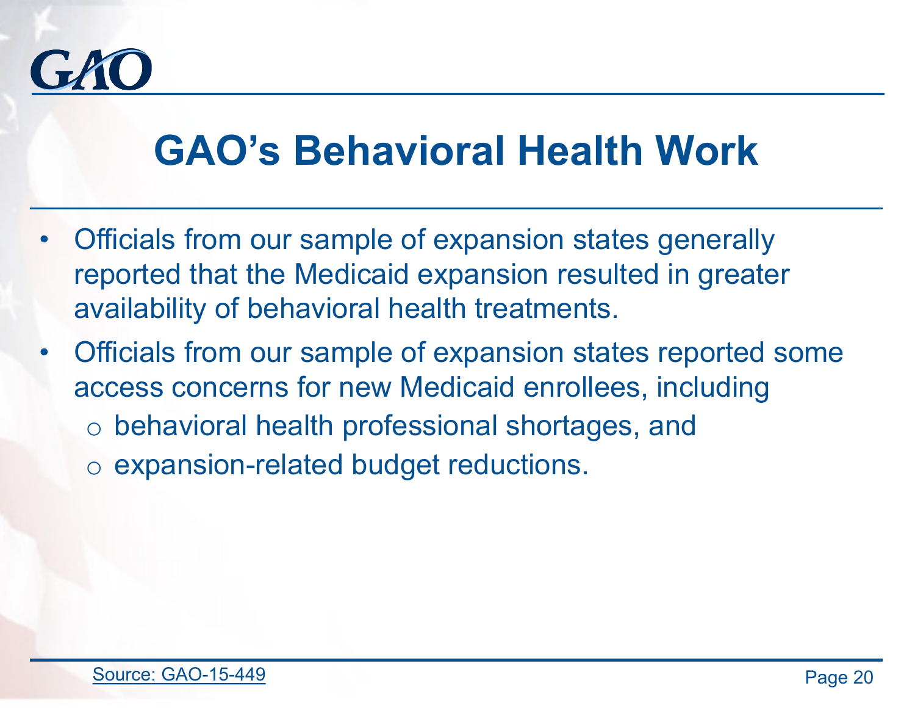# GAO's Behavioral Health Work

- Officials from our sample of expansion states generally reported that the Medicaid expansion resulted in greater availability of behavioral health treatments.
- Officials from our sample of expansion states reported some access concerns for new Medicaid enrollees, including
  - behavioral health professional shortages, and
  - expansion-related budget reductions.

Source: GAO-15-449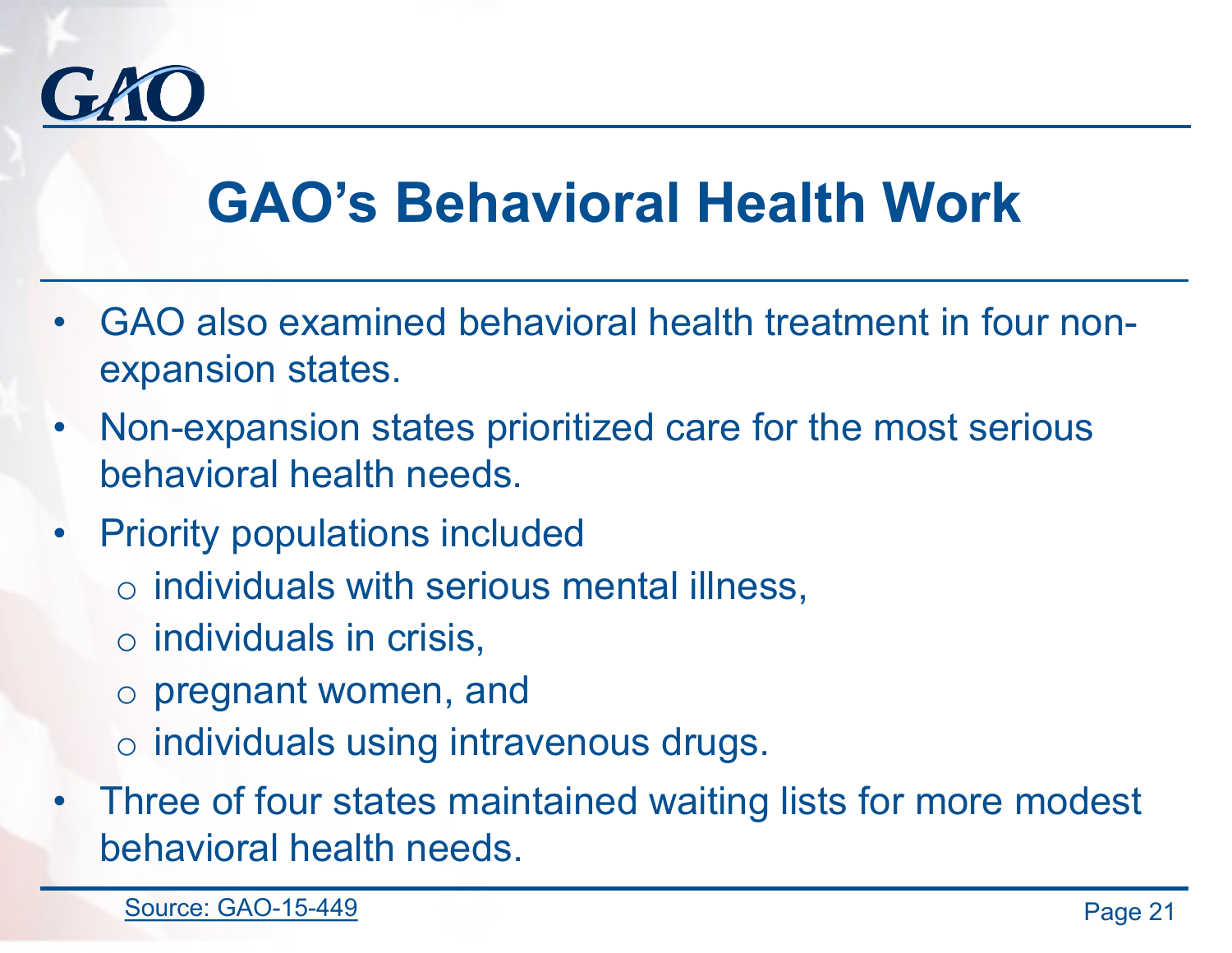# GAO's Behavioral Health Work

- GAO also examined behavioral health treatment in four non-expansion states.
- Non-expansion states prioritized care for the most serious behavioral health needs.
- Priority populations included
  - individuals with serious mental illness,
  - individuals in crisis,
  - pregnant women, and
  - individuals using intravenous drugs.
- Three of four states maintained waiting lists for more modest behavioral health needs.

Source: GAO-15-449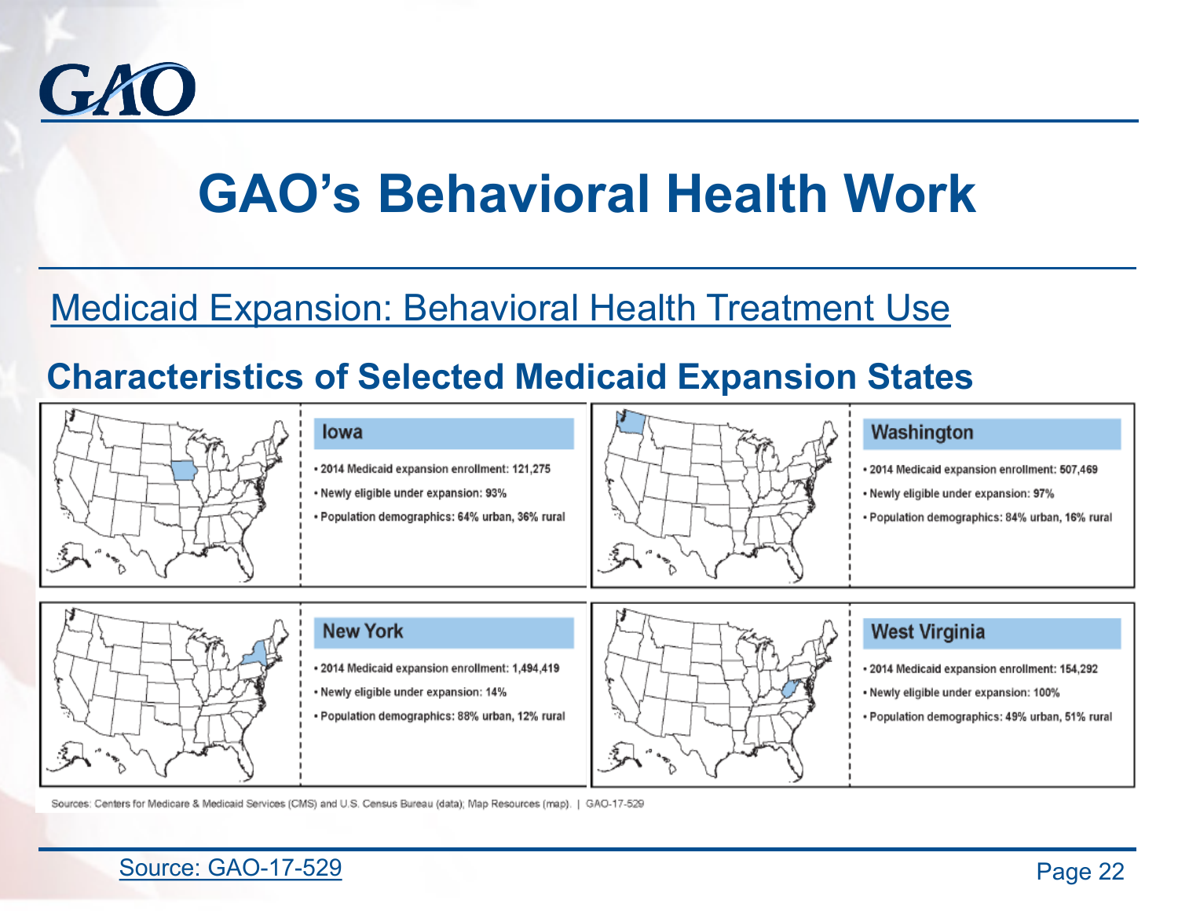# GAO's Behavioral Health Work

## Medicaid Expansion: Behavioral Health Treatment Use

### Characteristics of Selected Medicaid Expansion States

**Iowa**

- 2014 Medicaid expansion enrollment: 121,275
- Newly eligible under expansion: 93%
- Population demographics: 64% urban, 36% rural

**Washington**

- 2014 Medicaid expansion enrollment: 507,469
- Newly eligible under expansion: 97%
- Population demographics: 84% urban, 16% rural

**New York**

- 2014 Medicaid expansion enrollment: 1,494,419
- Newly eligible under expansion: 14%
- Population demographics: 88% urban, 12% rural

**West Virginia**

- 2014 Medicaid expansion enrollment: 154,292
- Newly eligible under expansion: 100%
- Population demographics: 49% urban, 51% rural

Sources: Centers for Medicare & Medicaid Services (CMS) and U.S. Census Bureau (data); Map Resources (map). | GAO-17-529

Source: GAO-17-529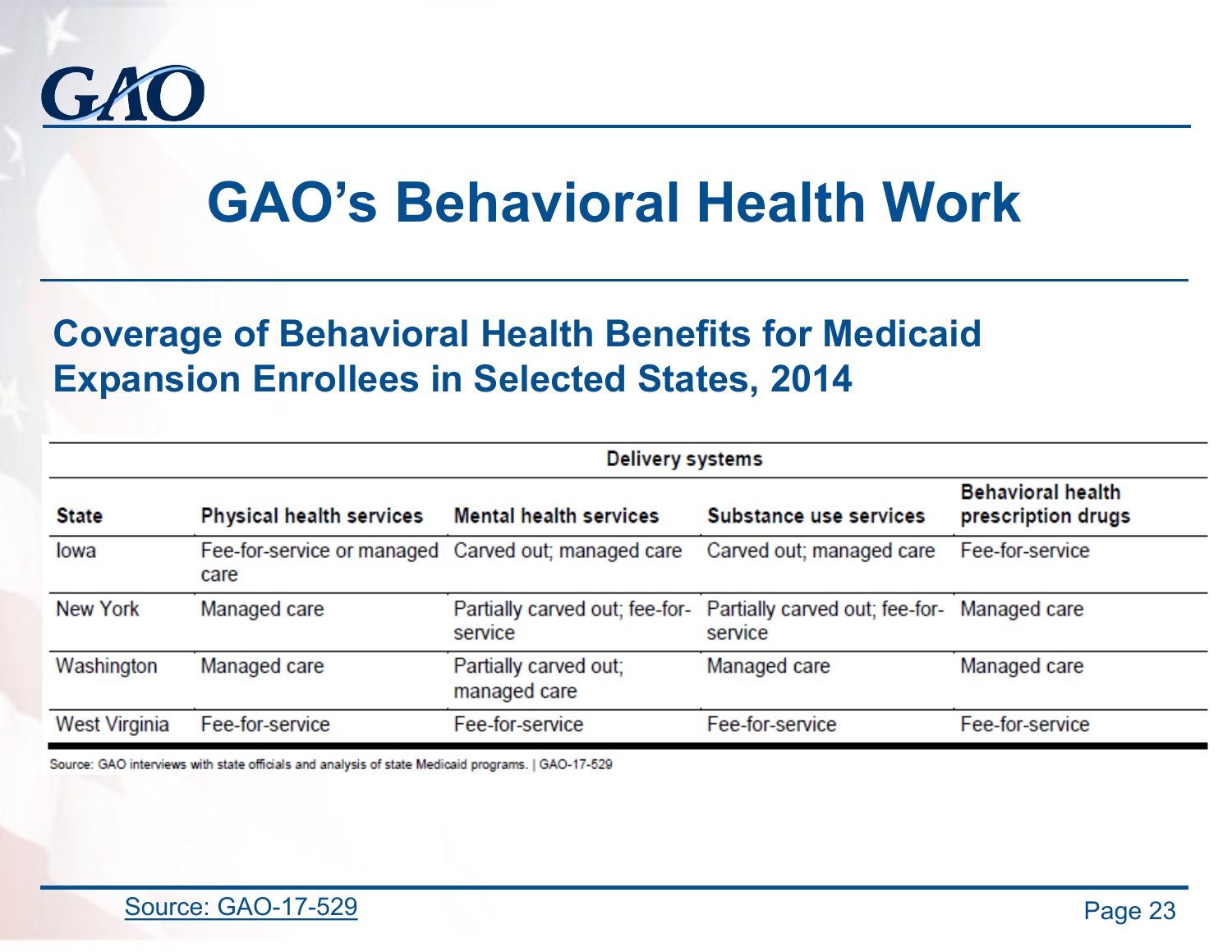# GAO's Behavioral Health Work

## Coverage of Behavioral Health Benefits for Medicaid Expansion Enrollees in Selected States, 2014

| | Delivery systems | | | |
|---|---|---|---|---|
| **State** | **Physical health services** | **Mental health services** | **Substance use services** | **Behavioral health prescription drugs** |
| Iowa | Fee-for-service or managed care | Carved out; managed care | Carved out; managed care | Fee-for-service |
| New York | Managed care | Partially carved out; fee-for-service | Partially carved out; fee-for-service | Managed care |
| Washington | Managed care | Partially carved out; managed care | Managed care | Managed care |
| West Virginia | Fee-for-service | Fee-for-service | Fee-for-service | Fee-for-service |

Source: GAO interviews with state officials and analysis of state Medicaid programs. | GAO-17-529

Source: GAO-17-529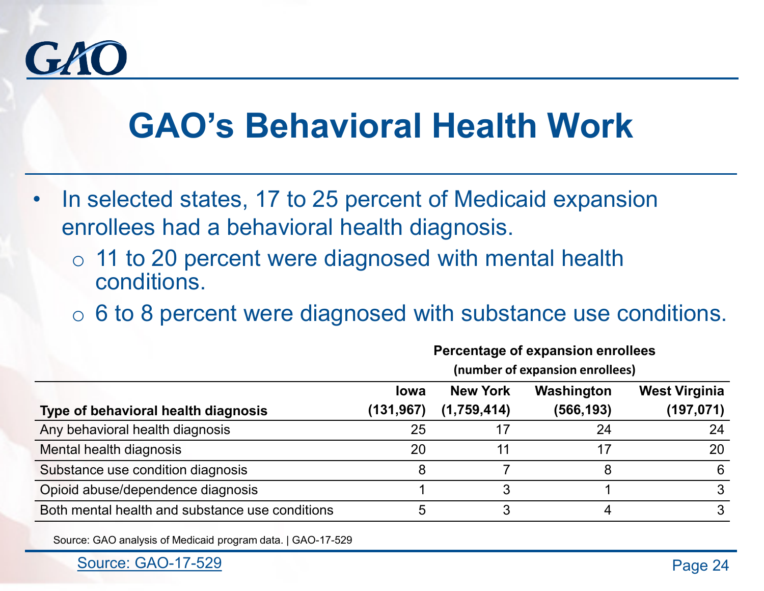# GAO's Behavioral Health Work

- In selected states, 17 to 25 percent of Medicaid expansion enrollees had a behavioral health diagnosis.
  - 11 to 20 percent were diagnosed with mental health conditions.
  - 6 to 8 percent were diagnosed with substance use conditions.

| | Percentage of expansion enrollees (number of expansion enrollees) | | | |
|---|---|---|---|---|
| **Type of behavioral health diagnosis** | **Iowa (131,967)** | **New York (1,759,414)** | **Washington (566,193)** | **West Virginia (197,071)** |
| Any behavioral health diagnosis | 25 | 17 | 24 | 24 |
| Mental health diagnosis | 20 | 11 | 17 | 20 |
| Substance use condition diagnosis | 8 | 7 | 8 | 6 |
| Opioid abuse/dependence diagnosis | 1 | 3 | 1 | 3 |
| Both mental health and substance use conditions | 5 | 3 | 4 | 3 |

Source: GAO analysis of Medicaid program data. | GAO-17-529

Source: GAO-17-529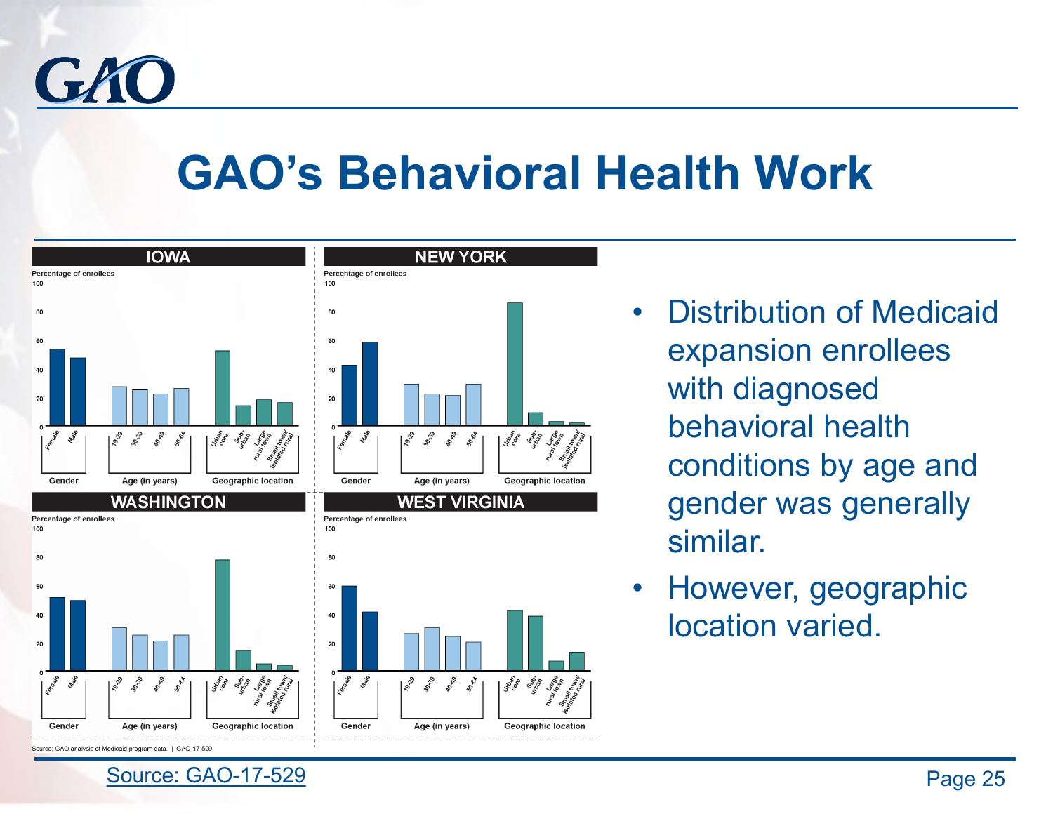# GAO's Behavioral Health Work

IOWA

Percentage of enrollees

100
80
60
40
20
0

Female
Male
Gender

19-29
30-39
40-49
50-64
Age (in years)

Urban core
Sub-urban
Large rural town
Small town/isolated rural
Geographic location

NEW YORK

Percentage of enrollees

100
80
60
40
20
0

Female
Male
Gender

19-29
30-39
40-49
50-64
Age (in years)

Urban core
Sub-urban
Large rural town
Small town/isolated rural
Geographic location

WASHINGTON

Percentage of enrollees

100
80
60
40
20
0

Female
Male
Gender

19-29
30-39
40-49
50-64
Age (in years)

Urban core
Sub-urban
Large rural town
Small town/isolated rural
Geographic location

WEST VIRGINIA

Percentage of enrollees

100
80
60
40
20
0

Female
Male
Gender

19-29
30-39
40-49
50-64
Age (in years)

Urban core
Sub-urban
Large rural town
Small town/isolated rural
Geographic location

Source: GAO analysis of Medicaid program data. | GAO-17-529

- Distribution of Medicaid expansion enrollees with diagnosed behavioral health conditions by age and gender was generally similar.
- However, geographic location varied.

Source: GAO-17-529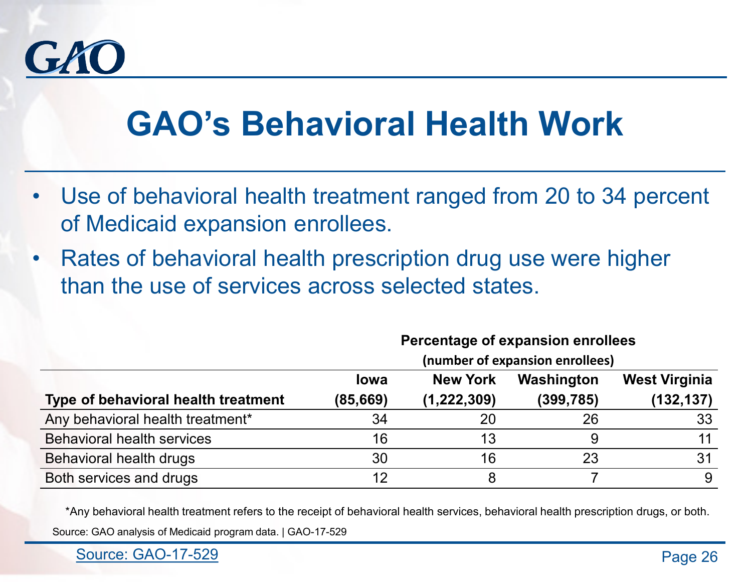# GAO's Behavioral Health Work

- Use of behavioral health treatment ranged from 20 to 34 percent of Medicaid expansion enrollees.
- Rates of behavioral health prescription drug use were higher than the use of services across selected states.

| | Percentage of expansion enrollees (number of expansion enrollees) | | | |
|---|---|---|---|---|
| **Type of behavioral health treatment** | **Iowa (85,669)** | **New York (1,222,309)** | **Washington (399,785)** | **West Virginia (132,137)** |
| Any behavioral health treatment* | 34 | 20 | 26 | 33 |
| Behavioral health services | 16 | 13 | 9 | 11 |
| Behavioral health drugs | 30 | 16 | 23 | 31 |
| Both services and drugs | 12 | 8 | 7 | 9 |

*Any behavioral health treatment refers to the receipt of behavioral health services, behavioral health prescription drugs, or both.

Source: GAO analysis of Medicaid program data. | GAO-17-529

Source: GAO-17-529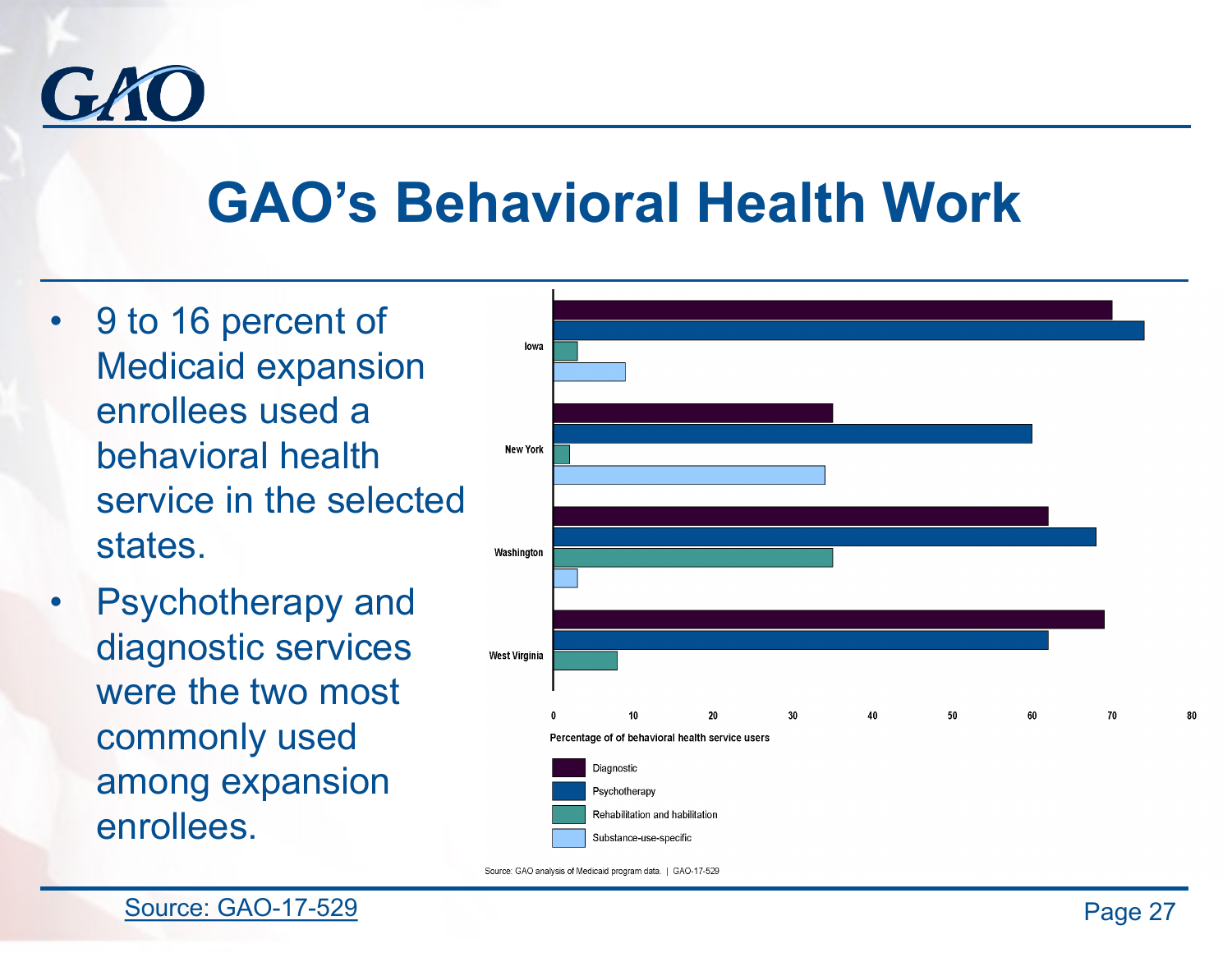# GAO's Behavioral Health Work

- 9 to 16 percent of Medicaid expansion enrollees used a behavioral health service in the selected states.
- Psychotherapy and diagnostic services were the two most commonly used among expansion enrollees.

Iowa
New York
Washington
West Virginia

0 10 20 30 40 50 60 70 80

Percentage of of behavioral health service users

Diagnostic
Psychotherapy
Rehabilitation and habilitation
Substance-use-specific

Source: GAO analysis of Medicaid program data. | GAO-17-529

Source: GAO-17-529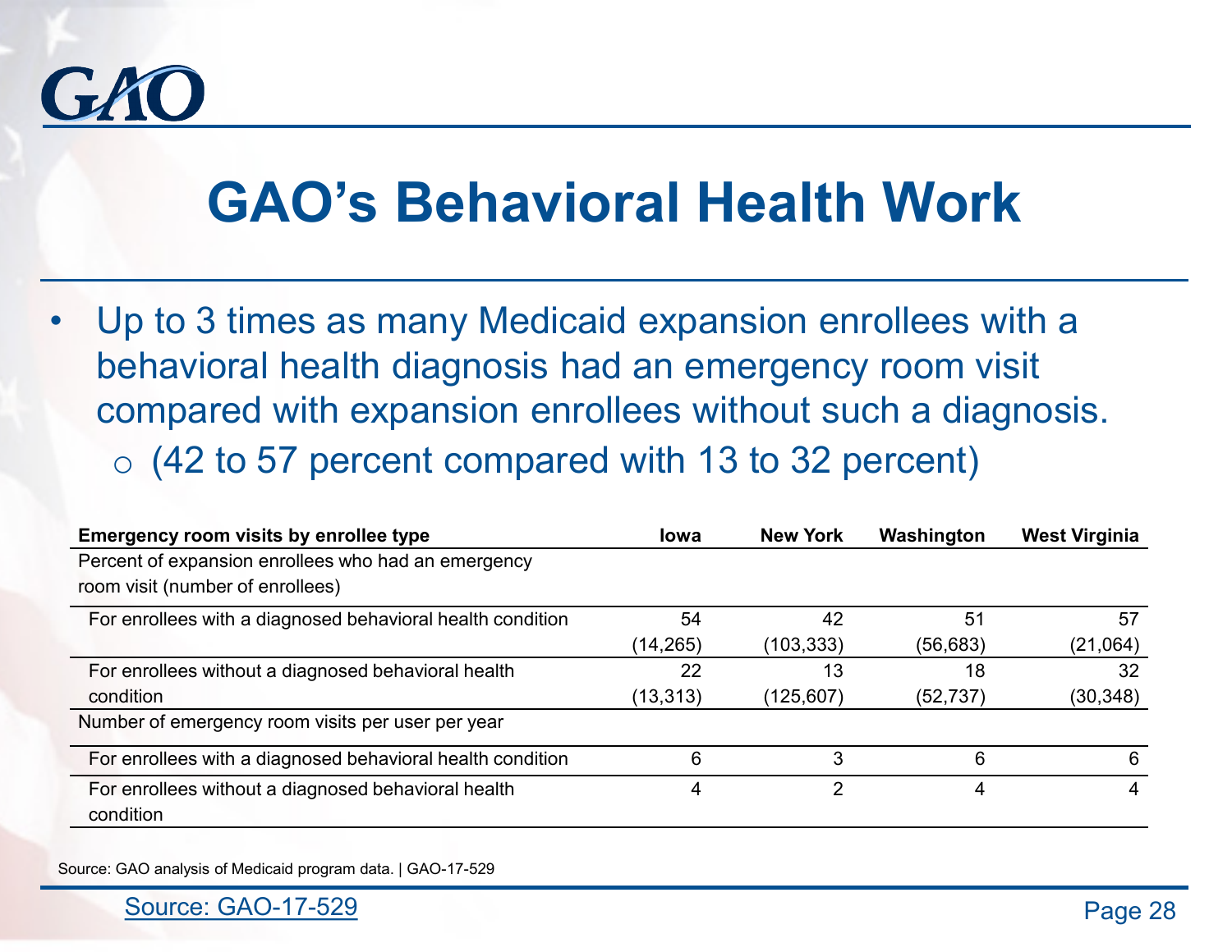# GAO's Behavioral Health Work

- Up to 3 times as many Medicaid expansion enrollees with a behavioral health diagnosis had an emergency room visit compared with expansion enrollees without such a diagnosis.
  - (42 to 57 percent compared with 13 to 32 percent)

| Emergency room visits by enrollee type | Iowa | New York | Washington | West Virginia |
|---|---|---|---|---|
| Percent of expansion enrollees who had an emergency room visit (number of enrollees) | | | | |
| For enrollees with a diagnosed behavioral health condition | 54 (14,265) | 42 (103,333) | 51 (56,683) | 57 (21,064) |
| For enrollees without a diagnosed behavioral health condition | 22 (13,313) | 13 (125,607) | 18 (52,737) | 32 (30,348) |
| Number of emergency room visits per user per year | | | | |
| For enrollees with a diagnosed behavioral health condition | 6 | 3 | 6 | 6 |
| For enrollees without a diagnosed behavioral health condition | 4 | 2 | 4 | 4 |

Source: GAO analysis of Medicaid program data. | GAO-17-529

Source: GAO-17-529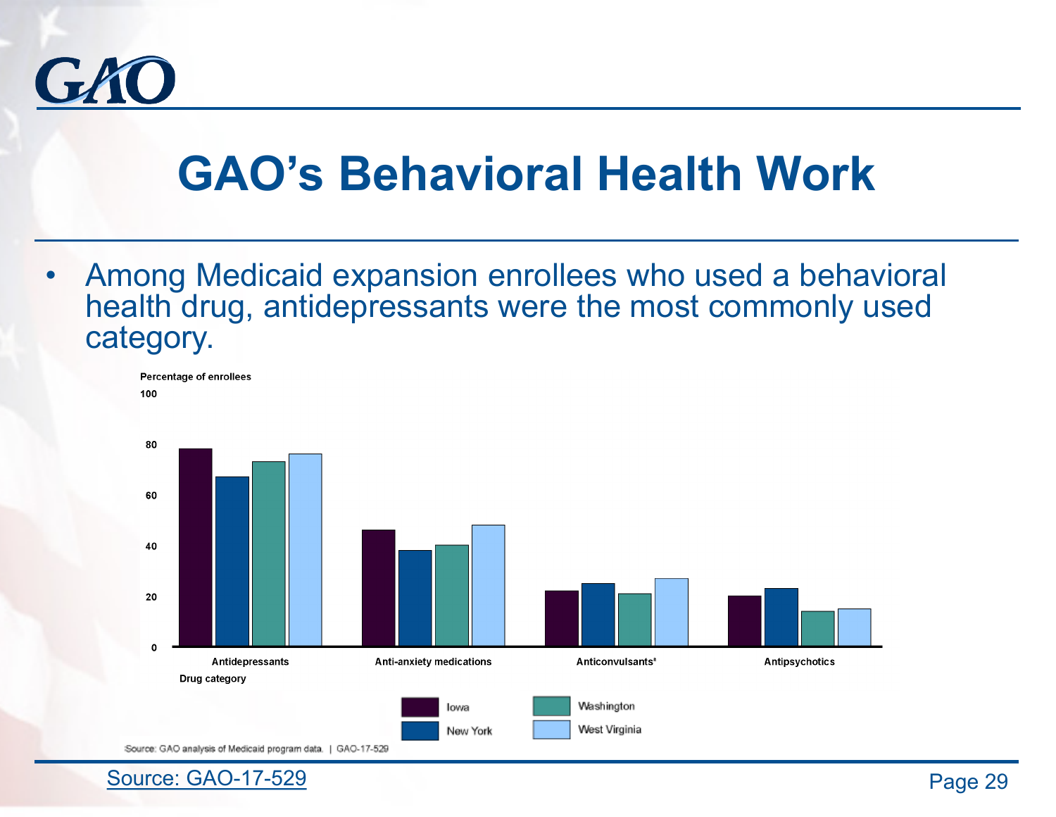# GAO's Behavioral Health Work

- Among Medicaid expansion enrollees who used a behavioral health drug, antidepressants were the most commonly used category.

Percentage of enrollees

| Drug category | Iowa | New York | Washington | West Virginia |
|---|---|---|---|---|
| Antidepressants | 78 | 67 | 73 | 76 |
| Anti-anxiety medications | 46 | 38 | 40 | 48 |
| Anticonvulsants[a] | 22 | 25 | 21 | 27 |
| Antipsychotics | 20 | 23 | 14 | 15 |

Source: GAO analysis of Medicaid program data. | GAO-17-529

Source: GAO-17-529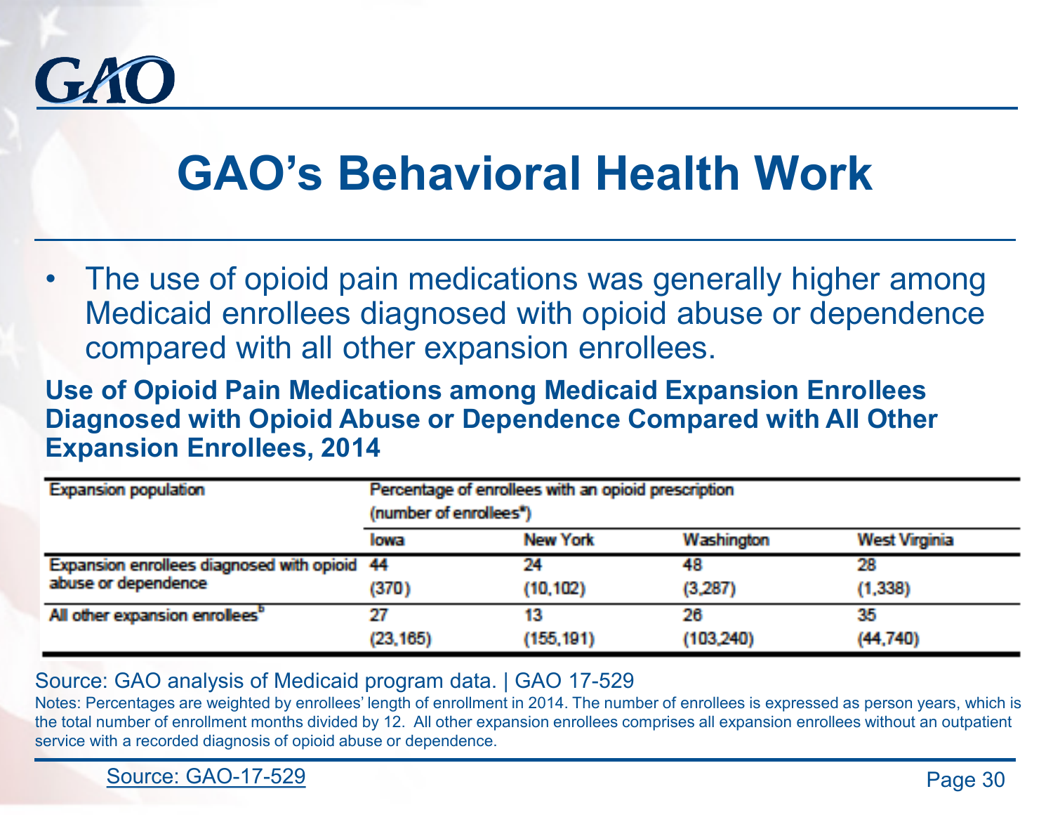# GAO's Behavioral Health Work

- The use of opioid pain medications was generally higher among Medicaid enrollees diagnosed with opioid abuse or dependence compared with all other expansion enrollees.

**Use of Opioid Pain Medications among Medicaid Expansion Enrollees Diagnosed with Opioid Abuse or Dependence Compared with All Other Expansion Enrollees, 2014**

| Expansion population | Percentage of enrollees with an opioid prescription (number of enrollees[a]) | | | |
|---|---|---|---|---|
| | Iowa | New York | Washington | West Virginia |
| Expansion enrollees diagnosed with opioid abuse or dependence | 44 (370) | 24 (10,102) | 48 (3,287) | 28 (1,338) |
| All other expansion enrollees[b] | 27 (23,165) | 13 (155,191) | 26 (103,240) | 35 (44,740) |

Source: GAO analysis of Medicaid program data. | GAO 17-529

Notes: Percentages are weighted by enrollees' length of enrollment in 2014. The number of enrollees is expressed as person years, which is the total number of enrollment months divided by 12. All other expansion enrollees comprises all expansion enrollees without an outpatient service with a recorded diagnosis of opioid abuse or dependence.

Source: GAO-17-529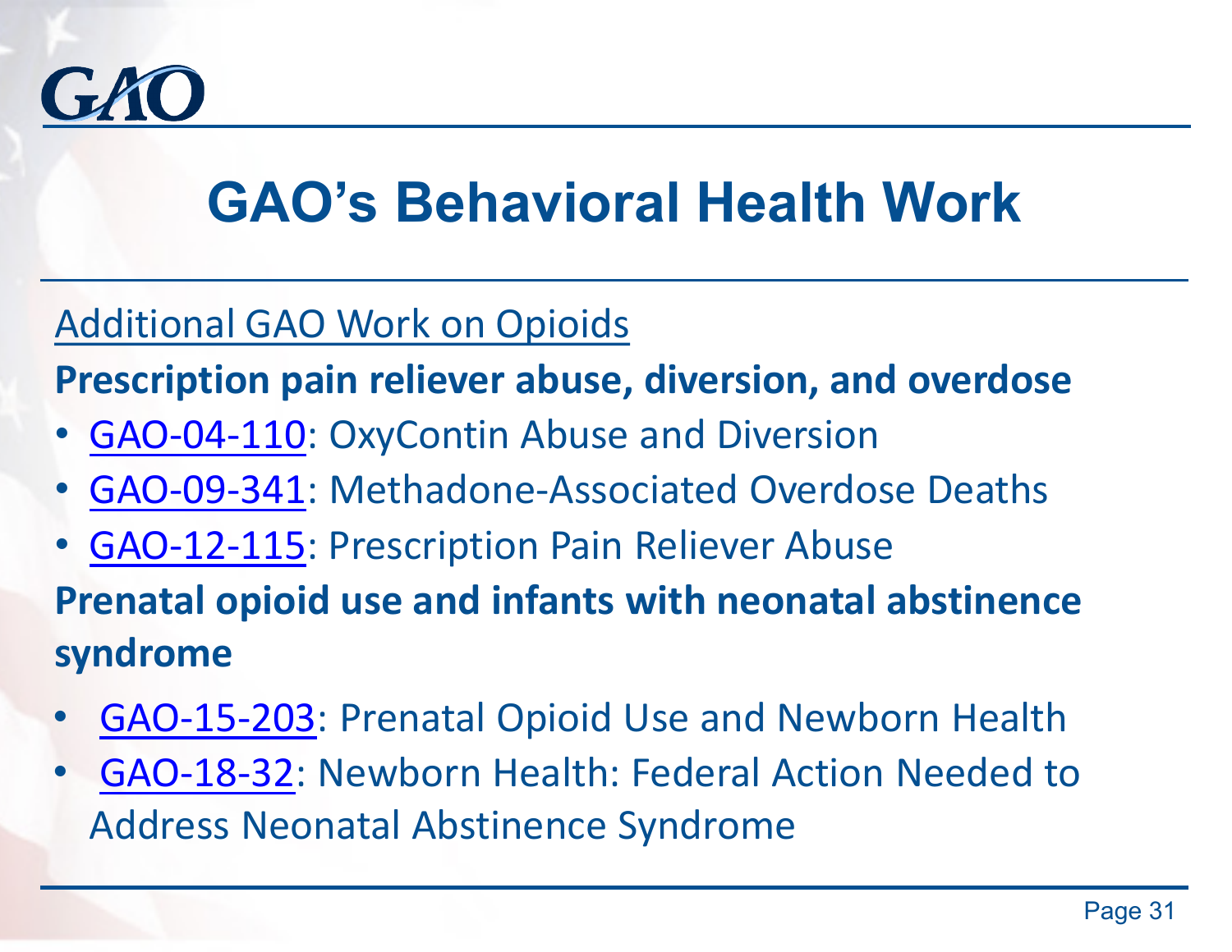GAO

# GAO's Behavioral Health Work

Additional GAO Work on Opioids

**Prescription pain reliever abuse, diversion, and overdose**

- GAO-04-110: OxyContin Abuse and Diversion
- GAO-09-341: Methadone-Associated Overdose Deaths
- GAO-12-115: Prescription Pain Reliever Abuse

**Prenatal opioid use and infants with neonatal abstinence syndrome**

- GAO-15-203: Prenatal Opioid Use and Newborn Health
- GAO-18-32: Newborn Health: Federal Action Needed to Address Neonatal Abstinence Syndrome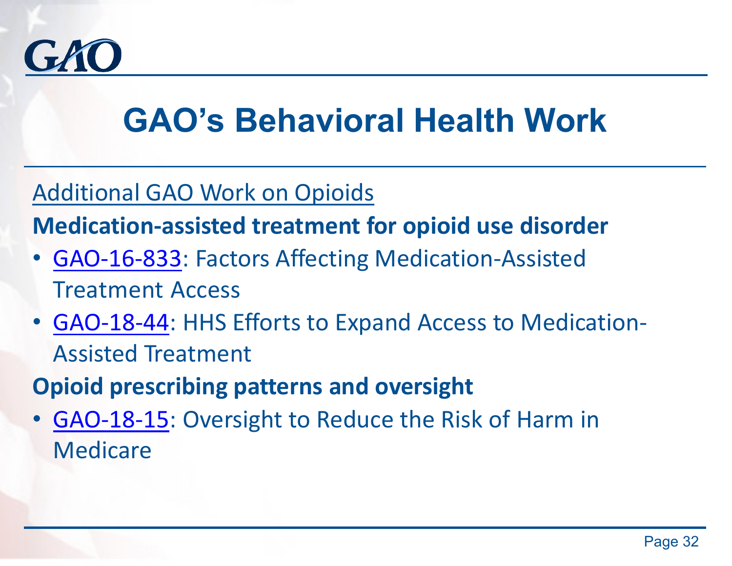# GAO's Behavioral Health Work

Additional GAO Work on Opioids

**Medication-assisted treatment for opioid use disorder**

- GAO-16-833: Factors Affecting Medication-Assisted Treatment Access
- GAO-18-44: HHS Efforts to Expand Access to Medication-Assisted Treatment

**Opioid prescribing patterns and oversight**

- GAO-18-15: Oversight to Reduce the Risk of Harm in Medicare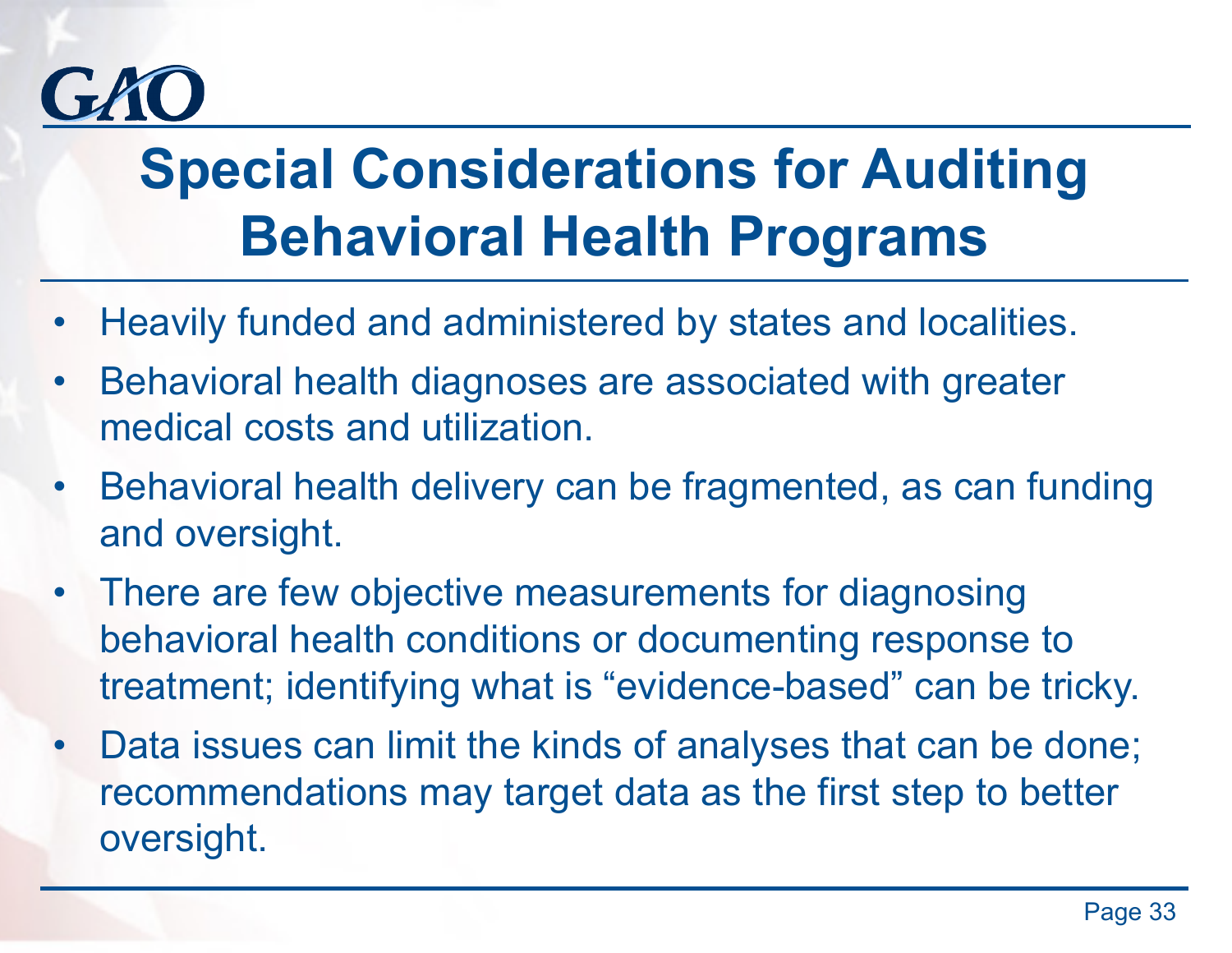# Special Considerations for Auditing Behavioral Health Programs

- Heavily funded and administered by states and localities.
- Behavioral health diagnoses are associated with greater medical costs and utilization.
- Behavioral health delivery can be fragmented, as can funding and oversight.
- There are few objective measurements for diagnosing behavioral health conditions or documenting response to treatment; identifying what is “evidence-based” can be tricky.
- Data issues can limit the kinds of analyses that can be done; recommendations may target data as the first step to better oversight.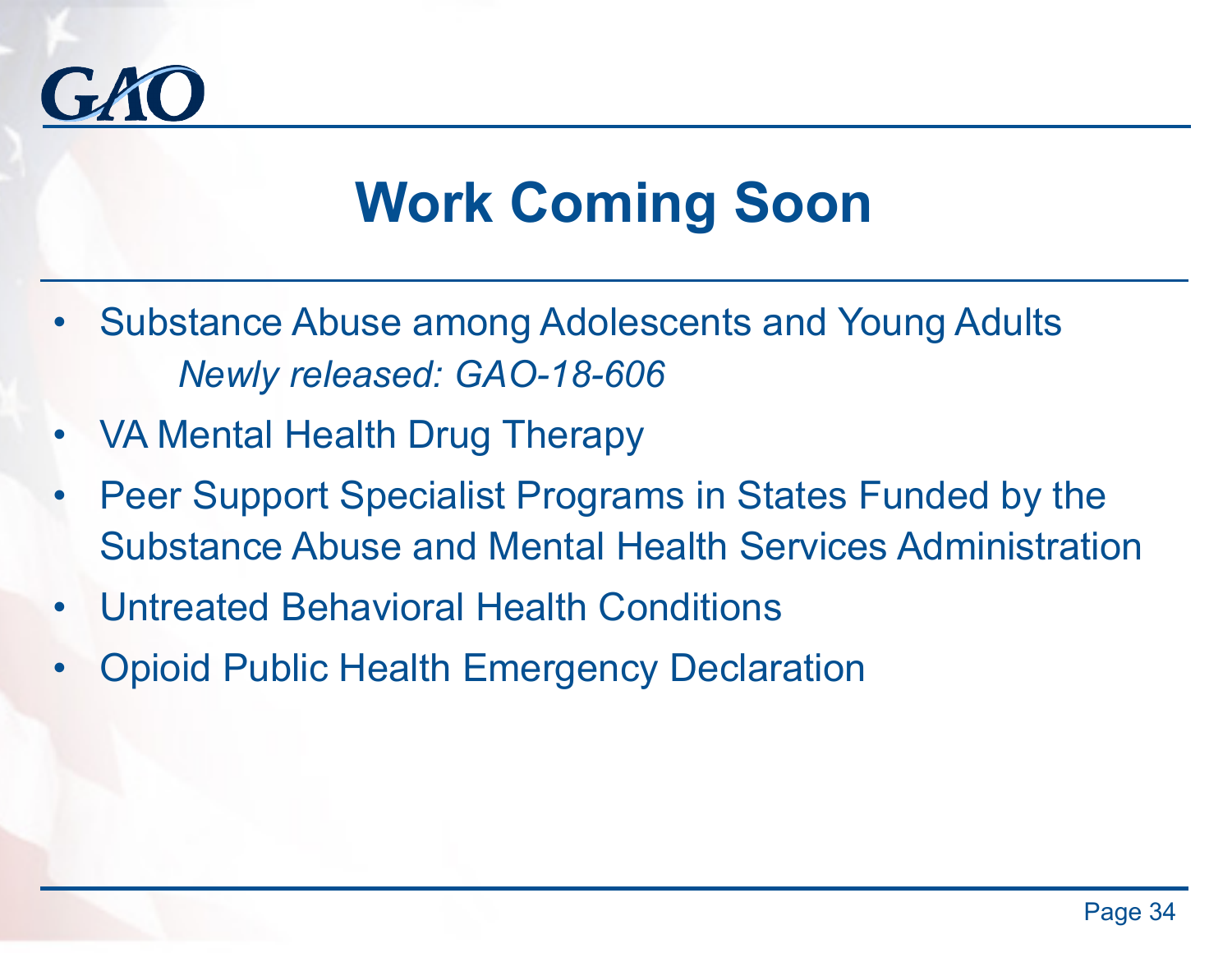# Work Coming Soon

- Substance Abuse among Adolescents and Young Adults
  *Newly released: GAO-18-606*
- VA Mental Health Drug Therapy
- Peer Support Specialist Programs in States Funded by the Substance Abuse and Mental Health Services Administration
- Untreated Behavioral Health Conditions
- Opioid Public Health Emergency Declaration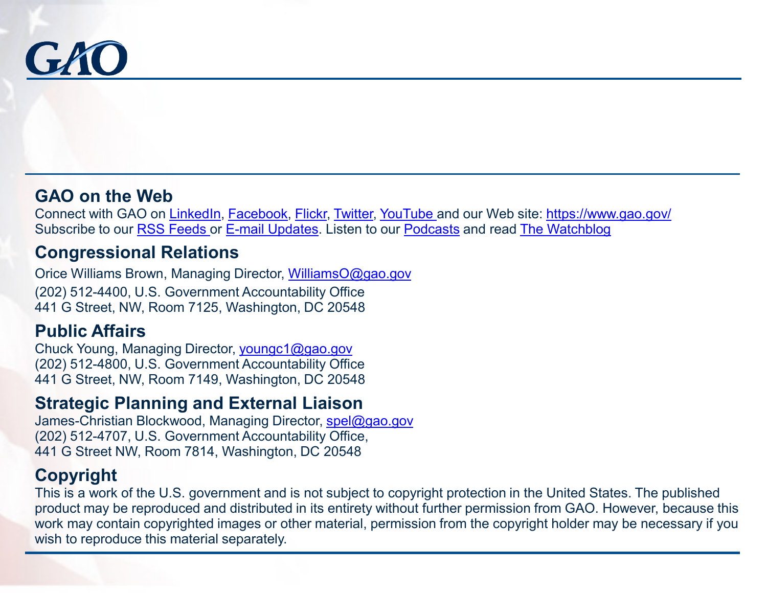GAO

## GAO on the Web

Connect with GAO on LinkedIn, Facebook, Flickr, Twitter, YouTube and our Web site: https://www.gao.gov/
Subscribe to our RSS Feeds or E-mail Updates. Listen to our Podcasts and read The Watchblog

## Congressional Relations

Orice Williams Brown, Managing Director, WilliamsO@gao.gov
(202) 512-4400, U.S. Government Accountability Office
441 G Street, NW, Room 7125, Washington, DC 20548

## Public Affairs

Chuck Young, Managing Director, youngc1@gao.gov
(202) 512-4800, U.S. Government Accountability Office
441 G Street, NW, Room 7149, Washington, DC 20548

## Strategic Planning and External Liaison

James-Christian Blockwood, Managing Director, spel@gao.gov
(202) 512-4707, U.S. Government Accountability Office,
441 G Street NW, Room 7814, Washington, DC 20548

## Copyright

This is a work of the U.S. government and is not subject to copyright protection in the United States. The published product may be reproduced and distributed in its entirety without further permission from GAO. However, because this work may contain copyrighted images or other material, permission from the copyright holder may be necessary if you wish to reproduce this material separately.